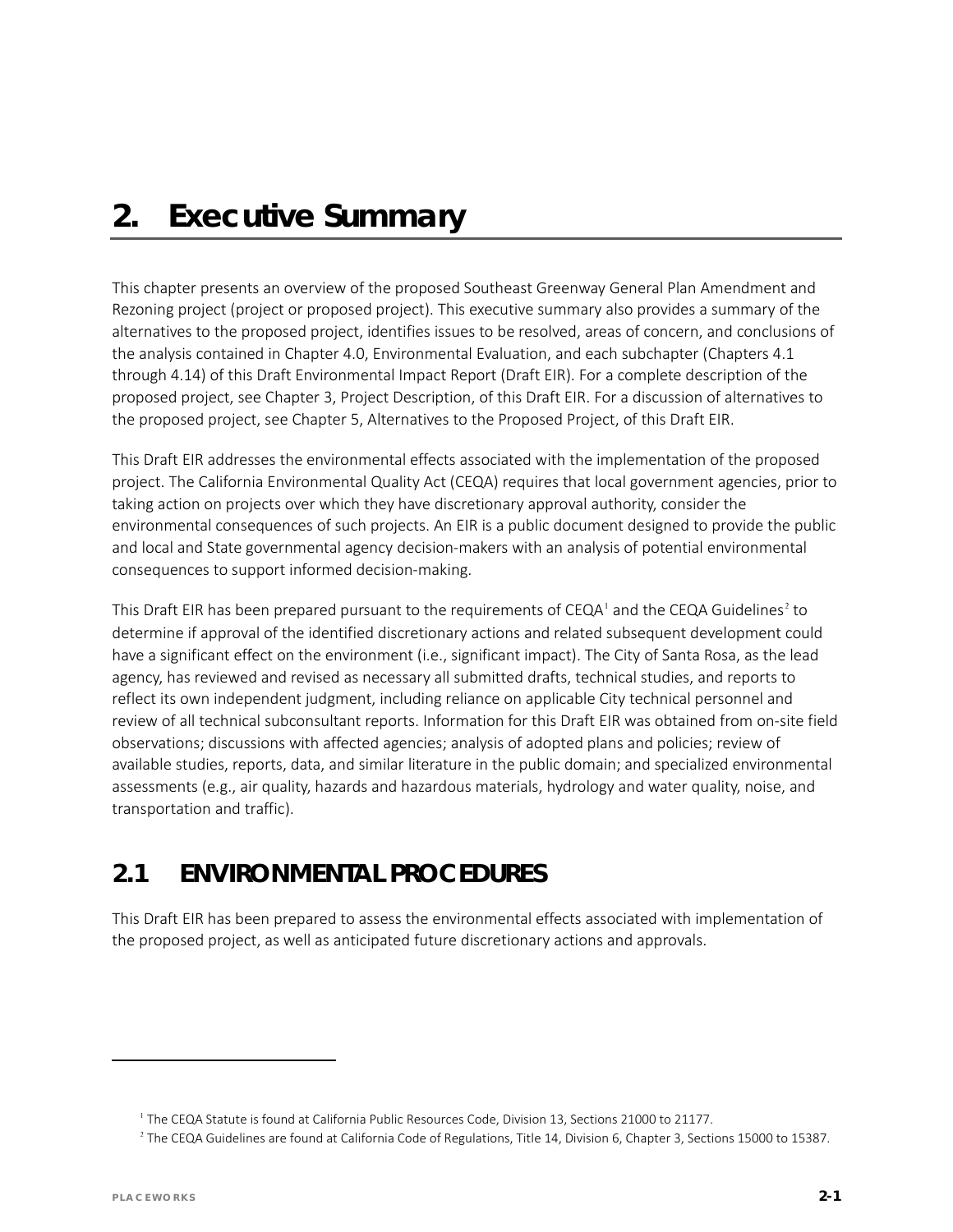# 2. Executive Summary

This chapter presents an overview of the proposed Southeast Greenway General Plan Amendment and Rezoning project (project or proposed project). This executive summary also provides a summary of the alternatives to the proposed project, identifies issues to be resolved, areas of concern, and conclusions of the analysis contained in Chapter 4.0, Environmental Evaluation, and each subchapter (Chapters 4.1 through 4.14) of this Draft Environmental Impact Report (Draft EIR). For a complete description of the proposed project, see Chapter 3, Project Description, of this Draft EIR. For a discussion of alternatives to the proposed project, see Chapter 5, Alternatives to the Proposed Project, of this Draft EIR.

This Draft EIR addresses the environmental effects associated with the implementation of the proposed project. The California Environmental Quality Act (CEQA) requires that local government agencies, prior to taking action on projects over which they have discretionary approval authority, consider the environmental consequences of such projects. An EIR is a public document designed to provide the public and local and State governmental agency decision-makers with an analysis of potential environmental consequences to support informed decision-making.

This Draft EIR has been prepared pursuant to the requirements of CEQA[1] and the CEQA Guidelines[2] to determine if approval of the identified discretionary actions and related subsequent development could have a significant effect on the environment (i.e., significant impact). The City of Santa Rosa, as the lead agency, has reviewed and revised as necessary all submitted drafts, technical studies, and reports to reflect its own independent judgment, including reliance on applicable City technical personnel and review of all technical subconsultant reports. Information for this Draft EIR was obtained from on-site field observations; discussions with affected agencies; analysis of adopted plans and policies; review of available studies, reports, data, and similar literature in the public domain; and specialized environmental assessments (e.g., air quality, hazards and hazardous materials, hydrology and water quality, noise, and transportation and traffic).

## 2.1 ENVIRONMENTAL PROCEDURES

This Draft EIR has been prepared to assess the environmental effects associated with implementation of the proposed project, as well as anticipated future discretionary actions and approvals.

---

[1] The CEQA Statute is found at California Public Resources Code, Division 13, Sections 21000 to 21177.

[2] The CEQA Guidelines are found at California Code of Regulations, Title 14, Division 6, Chapter 3, Sections 15000 to 15387.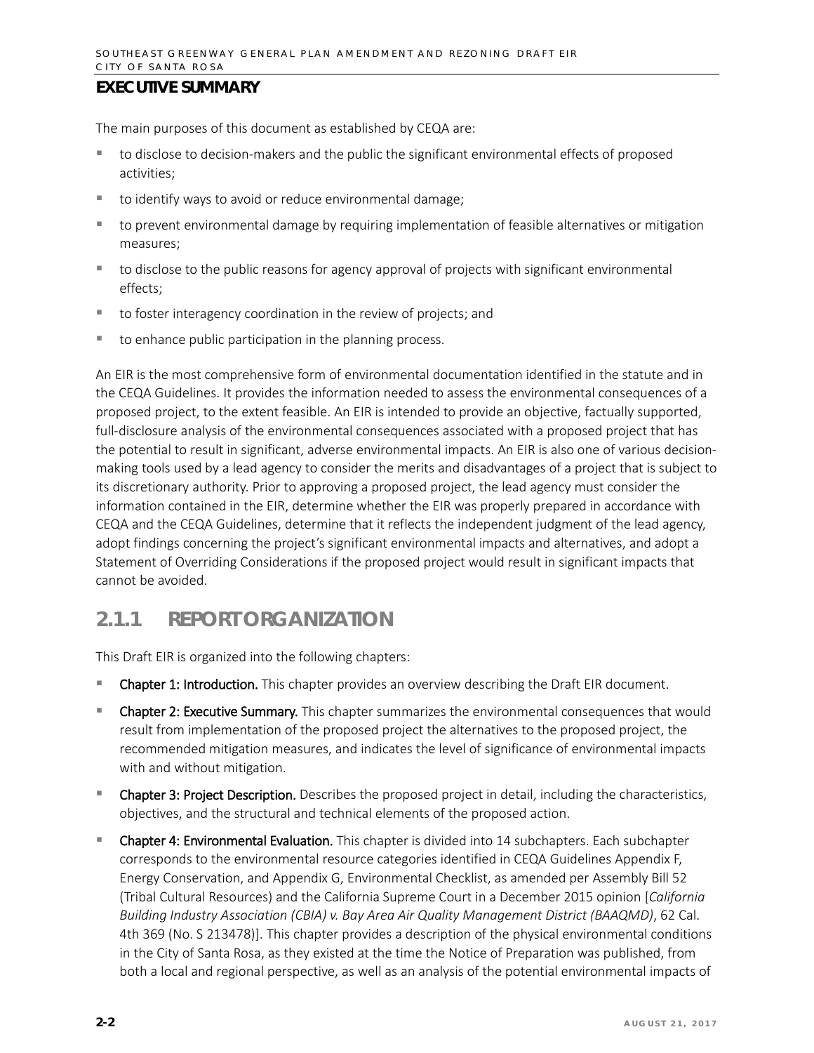## EXECUTIVE SUMMARY

The main purposes of this document as established by CEQA are:

- to disclose to decision-makers and the public the significant environmental effects of proposed activities;
- to identify ways to avoid or reduce environmental damage;
- to prevent environmental damage by requiring implementation of feasible alternatives or mitigation measures;
- to disclose to the public reasons for agency approval of projects with significant environmental effects;
- to foster interagency coordination in the review of projects; and
- to enhance public participation in the planning process.

An EIR is the most comprehensive form of environmental documentation identified in the statute and in the CEQA Guidelines. It provides the information needed to assess the environmental consequences of a proposed project, to the extent feasible. An EIR is intended to provide an objective, factually supported, full-disclosure analysis of the environmental consequences associated with a proposed project that has the potential to result in significant, adverse environmental impacts. An EIR is also one of various decision-making tools used by a lead agency to consider the merits and disadvantages of a project that is subject to its discretionary authority. Prior to approving a proposed project, the lead agency must consider the information contained in the EIR, determine whether the EIR was properly prepared in accordance with CEQA and the CEQA Guidelines, determine that it reflects the independent judgment of the lead agency, adopt findings concerning the project's significant environmental impacts and alternatives, and adopt a Statement of Overriding Considerations if the proposed project would result in significant impacts that cannot be avoided.

### 2.1.1 REPORT ORGANIZATION

This Draft EIR is organized into the following chapters:

- **Chapter 1: Introduction.** This chapter provides an overview describing the Draft EIR document.
- **Chapter 2: Executive Summary.** This chapter summarizes the environmental consequences that would result from implementation of the proposed project the alternatives to the proposed project, the recommended mitigation measures, and indicates the level of significance of environmental impacts with and without mitigation.
- **Chapter 3: Project Description.** Describes the proposed project in detail, including the characteristics, objectives, and the structural and technical elements of the proposed action.
- **Chapter 4: Environmental Evaluation.** This chapter is divided into 14 subchapters. Each subchapter corresponds to the environmental resource categories identified in CEQA Guidelines Appendix F, Energy Conservation, and Appendix G, Environmental Checklist, as amended per Assembly Bill 52 (Tribal Cultural Resources) and the California Supreme Court in a December 2015 opinion [*California Building Industry Association (CBIA) v. Bay Area Air Quality Management District (BAAQMD)*, 62 Cal. 4th 369 (No. S 213478)]. This chapter provides a description of the physical environmental conditions in the City of Santa Rosa, as they existed at the time the Notice of Preparation was published, from both a local and regional perspective, as well as an analysis of the potential environmental impacts of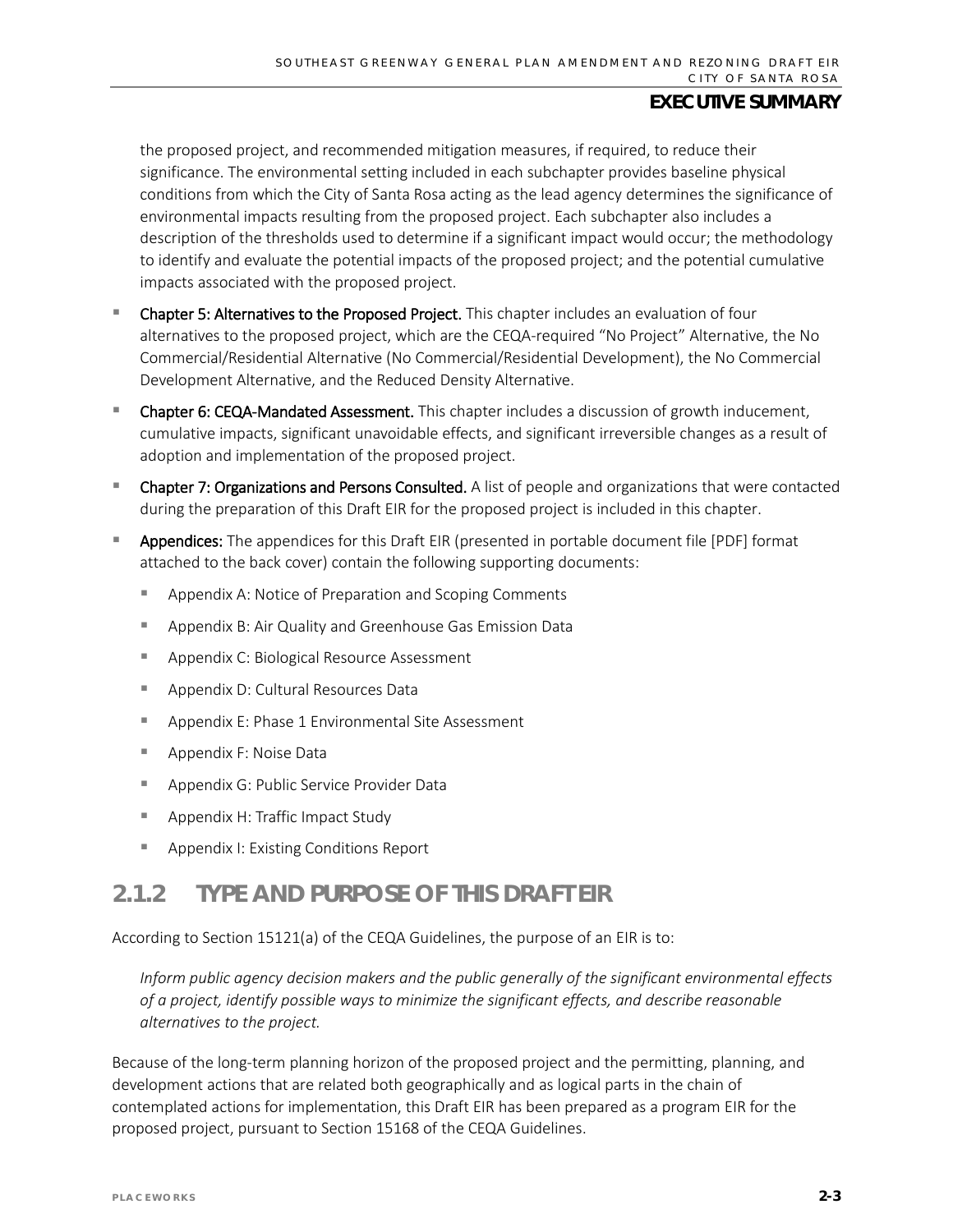the proposed project, and recommended mitigation measures, if required, to reduce their significance. The environmental setting included in each subchapter provides baseline physical conditions from which the City of Santa Rosa acting as the lead agency determines the significance of environmental impacts resulting from the proposed project. Each subchapter also includes a description of the thresholds used to determine if a significant impact would occur; the methodology to identify and evaluate the potential impacts of the proposed project; and the potential cumulative impacts associated with the proposed project.

- **Chapter 5: Alternatives to the Proposed Project.** This chapter includes an evaluation of four alternatives to the proposed project, which are the CEQA-required "No Project" Alternative, the No Commercial/Residential Alternative (No Commercial/Residential Development), the No Commercial Development Alternative, and the Reduced Density Alternative.
- **Chapter 6: CEQA-Mandated Assessment.** This chapter includes a discussion of growth inducement, cumulative impacts, significant unavoidable effects, and significant irreversible changes as a result of adoption and implementation of the proposed project.
- **Chapter 7: Organizations and Persons Consulted.** A list of people and organizations that were contacted during the preparation of this Draft EIR for the proposed project is included in this chapter.
- **Appendices:** The appendices for this Draft EIR (presented in portable document file [PDF] format attached to the back cover) contain the following supporting documents:
  - Appendix A: Notice of Preparation and Scoping Comments
  - Appendix B: Air Quality and Greenhouse Gas Emission Data
  - Appendix C: Biological Resource Assessment
  - Appendix D: Cultural Resources Data
  - Appendix E: Phase 1 Environmental Site Assessment
  - Appendix F: Noise Data
  - Appendix G: Public Service Provider Data
  - Appendix H: Traffic Impact Study
  - Appendix I: Existing Conditions Report

## 2.1.2 TYPE AND PURPOSE OF THIS DRAFT EIR

According to Section 15121(a) of the CEQA Guidelines, the purpose of an EIR is to:

> *Inform public agency decision makers and the public generally of the significant environmental effects of a project, identify possible ways to minimize the significant effects, and describe reasonable alternatives to the project.*

Because of the long-term planning horizon of the proposed project and the permitting, planning, and development actions that are related both geographically and as logical parts in the chain of contemplated actions for implementation, this Draft EIR has been prepared as a program EIR for the proposed project, pursuant to Section 15168 of the CEQA Guidelines.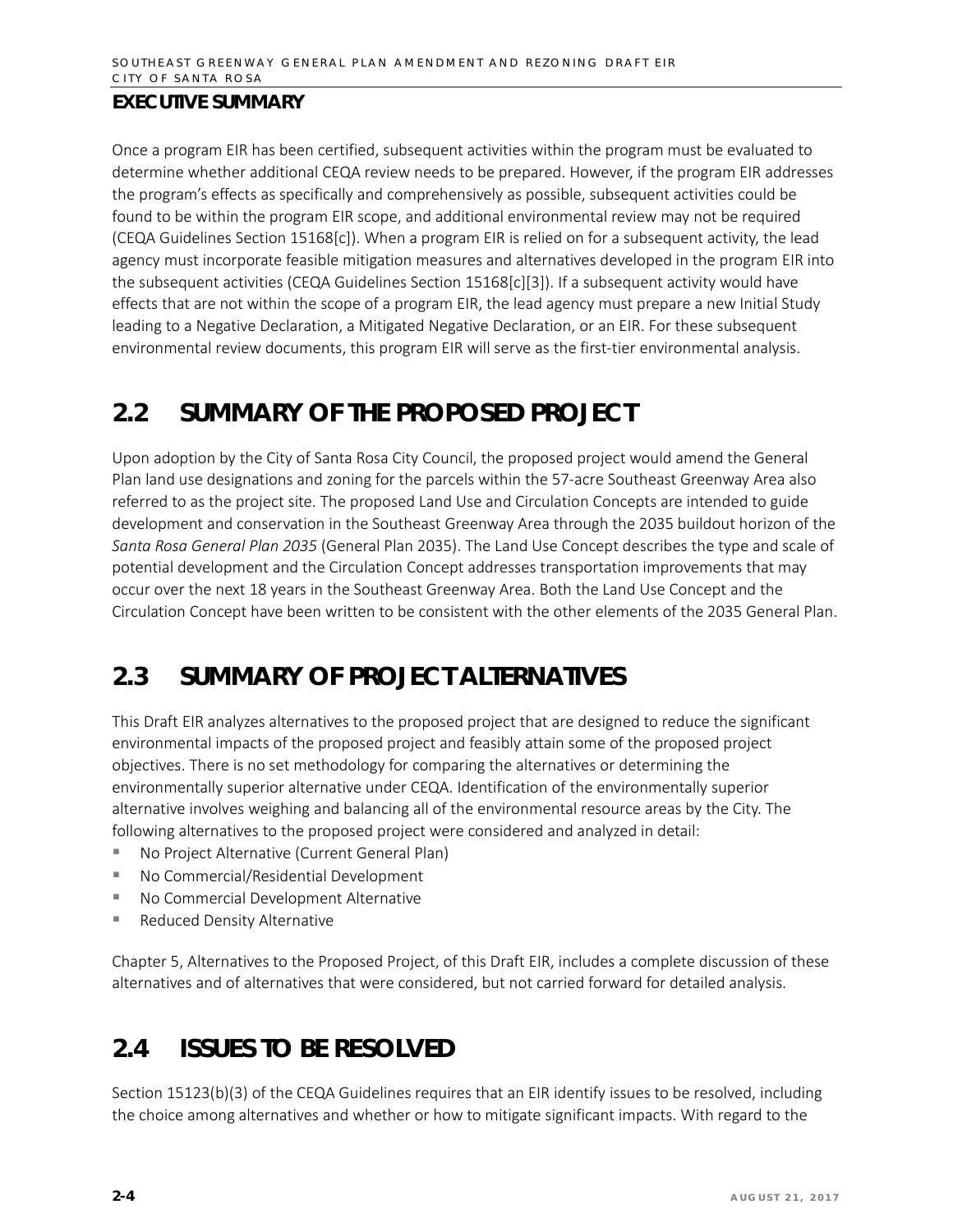## EXECUTIVE SUMMARY

Once a program EIR has been certified, subsequent activities within the program must be evaluated to determine whether additional CEQA review needs to be prepared. However, if the program EIR addresses the program's effects as specifically and comprehensively as possible, subsequent activities could be found to be within the program EIR scope, and additional environmental review may not be required (CEQA Guidelines Section 15168[c]). When a program EIR is relied on for a subsequent activity, the lead agency must incorporate feasible mitigation measures and alternatives developed in the program EIR into the subsequent activities (CEQA Guidelines Section 15168[c][3]). If a subsequent activity would have effects that are not within the scope of a program EIR, the lead agency must prepare a new Initial Study leading to a Negative Declaration, a Mitigated Negative Declaration, or an EIR. For these subsequent environmental review documents, this program EIR will serve as the first-tier environmental analysis.

# 2.2 SUMMARY OF THE PROPOSED PROJECT

Upon adoption by the City of Santa Rosa City Council, the proposed project would amend the General Plan land use designations and zoning for the parcels within the 57-acre Southeast Greenway Area also referred to as the project site. The proposed Land Use and Circulation Concepts are intended to guide development and conservation in the Southeast Greenway Area through the 2035 buildout horizon of the *Santa Rosa General Plan 2035* (General Plan 2035). The Land Use Concept describes the type and scale of potential development and the Circulation Concept addresses transportation improvements that may occur over the next 18 years in the Southeast Greenway Area. Both the Land Use Concept and the Circulation Concept have been written to be consistent with the other elements of the 2035 General Plan.

# 2.3 SUMMARY OF PROJECT ALTERNATIVES

This Draft EIR analyzes alternatives to the proposed project that are designed to reduce the significant environmental impacts of the proposed project and feasibly attain some of the proposed project objectives. There is no set methodology for comparing the alternatives or determining the environmentally superior alternative under CEQA. Identification of the environmentally superior alternative involves weighing and balancing all of the environmental resource areas by the City. The following alternatives to the proposed project were considered and analyzed in detail:

- No Project Alternative (Current General Plan)
- No Commercial/Residential Development
- No Commercial Development Alternative
- Reduced Density Alternative

Chapter 5, Alternatives to the Proposed Project, of this Draft EIR, includes a complete discussion of these alternatives and of alternatives that were considered, but not carried forward for detailed analysis.

# 2.4 ISSUES TO BE RESOLVED

Section 15123(b)(3) of the CEQA Guidelines requires that an EIR identify issues to be resolved, including the choice among alternatives and whether or how to mitigate significant impacts. With regard to the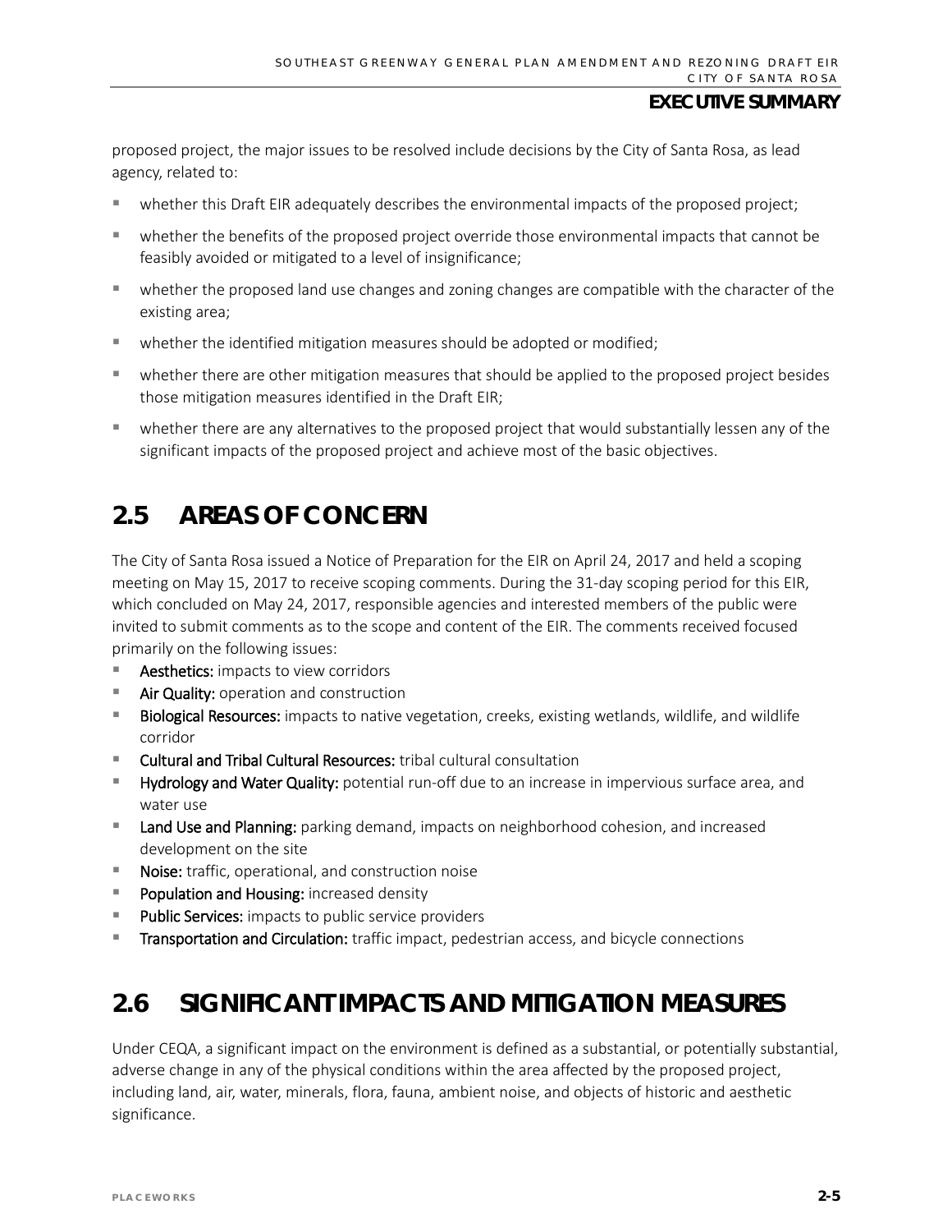proposed project, the major issues to be resolved include decisions by the City of Santa Rosa, as lead agency, related to:

- whether this Draft EIR adequately describes the environmental impacts of the proposed project;
- whether the benefits of the proposed project override those environmental impacts that cannot be feasibly avoided or mitigated to a level of insignificance;
- whether the proposed land use changes and zoning changes are compatible with the character of the existing area;
- whether the identified mitigation measures should be adopted or modified;
- whether there are other mitigation measures that should be applied to the proposed project besides those mitigation measures identified in the Draft EIR;
- whether there are any alternatives to the proposed project that would substantially lessen any of the significant impacts of the proposed project and achieve most of the basic objectives.

## 2.5 AREAS OF CONCERN

The City of Santa Rosa issued a Notice of Preparation for the EIR on April 24, 2017 and held a scoping meeting on May 15, 2017 to receive scoping comments. During the 31-day scoping period for this EIR, which concluded on May 24, 2017, responsible agencies and interested members of the public were invited to submit comments as to the scope and content of the EIR. The comments received focused primarily on the following issues:

- **Aesthetics:** impacts to view corridors
- **Air Quality:** operation and construction
- **Biological Resources:** impacts to native vegetation, creeks, existing wetlands, wildlife, and wildlife corridor
- **Cultural and Tribal Cultural Resources:** tribal cultural consultation
- **Hydrology and Water Quality:** potential run-off due to an increase in impervious surface area, and water use
- **Land Use and Planning:** parking demand, impacts on neighborhood cohesion, and increased development on the site
- **Noise:** traffic, operational, and construction noise
- **Population and Housing:** increased density
- **Public Services:** impacts to public service providers
- **Transportation and Circulation:** traffic impact, pedestrian access, and bicycle connections

## 2.6 SIGNIFICANT IMPACTS AND MITIGATION MEASURES

Under CEQA, a significant impact on the environment is defined as a substantial, or potentially substantial, adverse change in any of the physical conditions within the area affected by the proposed project, including land, air, water, minerals, flora, fauna, ambient noise, and objects of historic and aesthetic significance.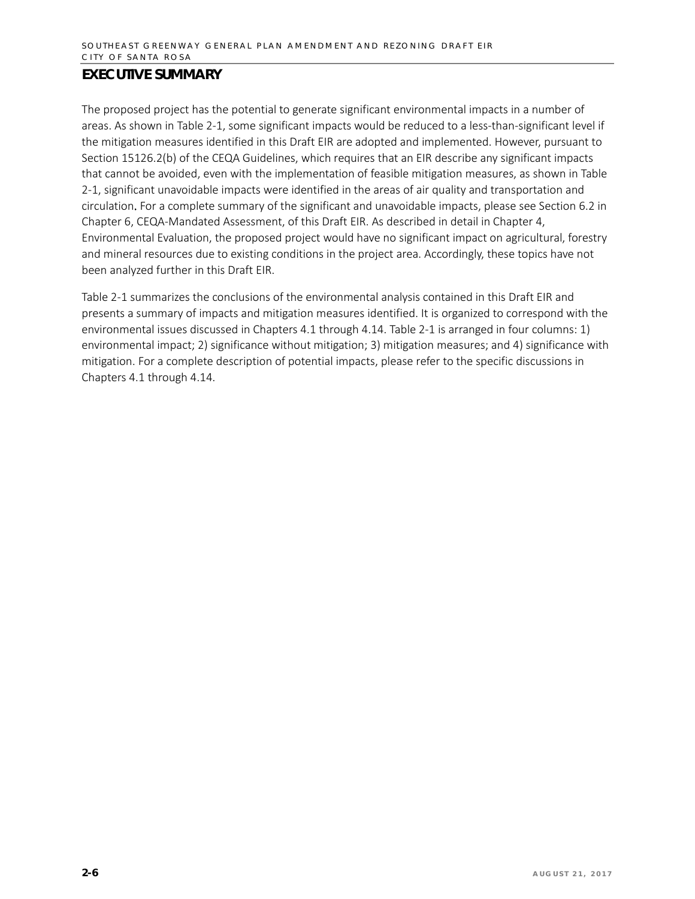The proposed project has the potential to generate significant environmental impacts in a number of areas. As shown in Table 2-1, some significant impacts would be reduced to a less-than-significant level if the mitigation measures identified in this Draft EIR are adopted and implemented. However, pursuant to Section 15126.2(b) of the CEQA Guidelines, which requires that an EIR describe any significant impacts that cannot be avoided, even with the implementation of feasible mitigation measures, as shown in Table 2-1, significant unavoidable impacts were identified in the areas of air quality and transportation and circulation. For a complete summary of the significant and unavoidable impacts, please see Section 6.2 in Chapter 6, CEQA-Mandated Assessment, of this Draft EIR. As described in detail in Chapter 4, Environmental Evaluation, the proposed project would have no significant impact on agricultural, forestry and mineral resources due to existing conditions in the project area. Accordingly, these topics have not been analyzed further in this Draft EIR.

Table 2-1 summarizes the conclusions of the environmental analysis contained in this Draft EIR and presents a summary of impacts and mitigation measures identified. It is organized to correspond with the environmental issues discussed in Chapters 4.1 through 4.14. Table 2-1 is arranged in four columns: 1) environmental impact; 2) significance without mitigation; 3) mitigation measures; and 4) significance with mitigation. For a complete description of potential impacts, please refer to the specific discussions in Chapters 4.1 through 4.14.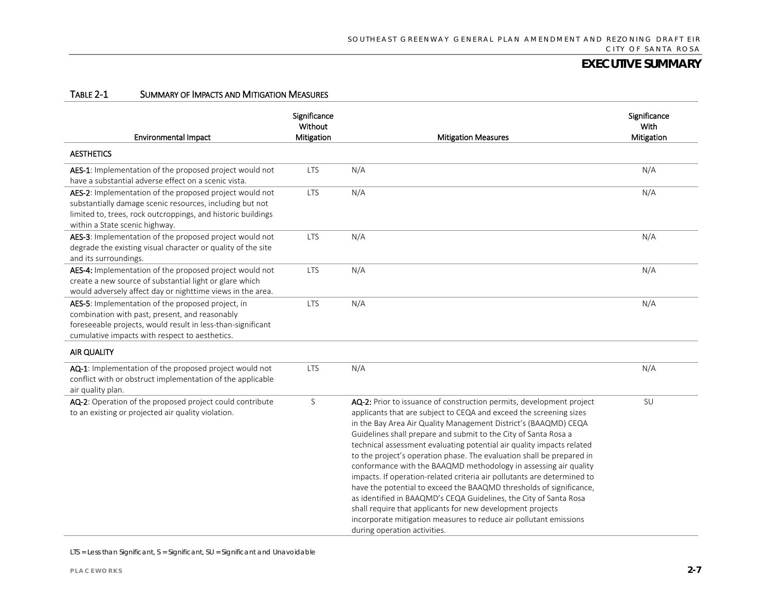### Table 2-1 Summary of Impacts and Mitigation Measures

| Environmental Impact | Significance Without Mitigation | Mitigation Measures | Significance With Mitigation |
|---|---|---|---|
| **AESTHETICS** | | | |
| **AES-1**: Implementation of the proposed project would not have a substantial adverse effect on a scenic vista. | LTS | N/A | N/A |
| **AES-2**: Implementation of the proposed project would not substantially damage scenic resources, including but not limited to, trees, rock outcroppings, and historic buildings within a State scenic highway. | LTS | N/A | N/A |
| **AES-3**: Implementation of the proposed project would not degrade the existing visual character or quality of the site and its surroundings. | LTS | N/A | N/A |
| **AES-4:** Implementation of the proposed project would not create a new source of substantial light or glare which would adversely affect day or nighttime views in the area. | LTS | N/A | N/A |
| **AES-5**: Implementation of the proposed project, in combination with past, present, and reasonably foreseeable projects, would result in less-than-significant cumulative impacts with respect to aesthetics. | LTS | N/A | N/A |
| **AIR QUALITY** | | | |
| **AQ-1**: Implementation of the proposed project would not conflict with or obstruct implementation of the applicable air quality plan. | LTS | N/A | N/A |
| **AQ-2**: Operation of the proposed project could contribute to an existing or projected air quality violation. | S | **AQ-2:** Prior to issuance of construction permits, development project applicants that are subject to CEQA and exceed the screening sizes in the Bay Area Air Quality Management District's (BAAQMD) CEQA Guidelines shall prepare and submit to the City of Santa Rosa a technical assessment evaluating potential air quality impacts related to the project's operation phase. The evaluation shall be prepared in conformance with the BAAQMD methodology in assessing air quality impacts. If operation-related criteria air pollutants are determined to have the potential to exceed the BAAQMD thresholds of significance, as identified in BAAQMD's CEQA Guidelines, the City of Santa Rosa shall require that applicants for new development projects incorporate mitigation measures to reduce air pollutant emissions during operation activities. | SU |

LTS = Less than Significant, S = Significant, SU = Significant and Unavoidable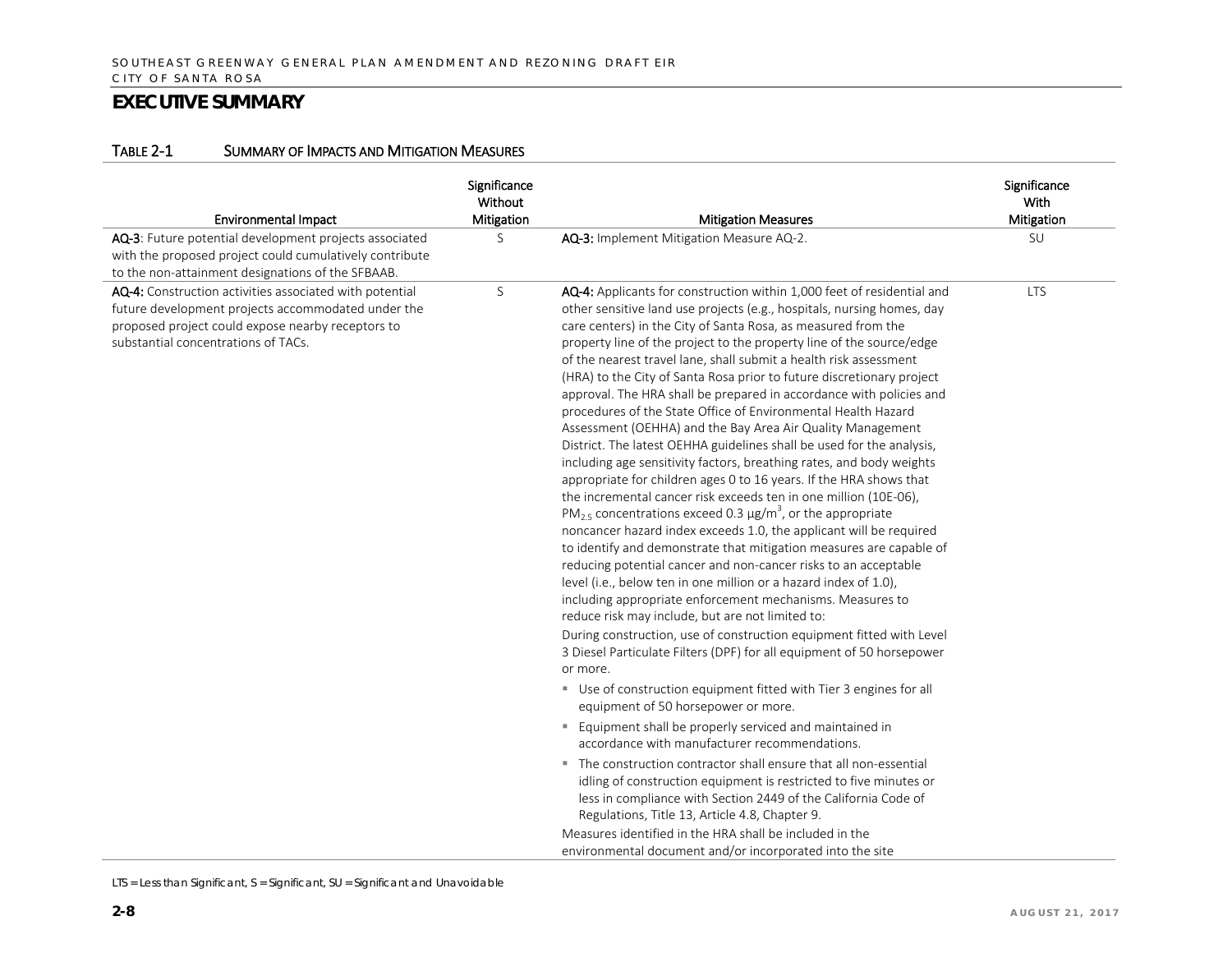## EXECUTIVE SUMMARY

TABLE 2-1 SUMMARY OF IMPACTS AND MITIGATION MEASURES

| Environmental Impact | Significance Without Mitigation | Mitigation Measures | Significance With Mitigation |
|---|---|---|---|
| **AQ-3**: Future potential development projects associated with the proposed project could cumulatively contribute to the non-attainment designations of the SFBAAB. | S | **AQ-3:** Implement Mitigation Measure AQ-2. | SU |
| **AQ-4:** Construction activities associated with potential future development projects accommodated under the proposed project could expose nearby receptors to substantial concentrations of TACs. | S | **AQ-4:** Applicants for construction within 1,000 feet of residential and other sensitive land use projects (e.g., hospitals, nursing homes, day care centers) in the City of Santa Rosa, as measured from the property line of the project to the property line of the source/edge of the nearest travel lane, shall submit a health risk assessment (HRA) to the City of Santa Rosa prior to future discretionary project approval. The HRA shall be prepared in accordance with policies and procedures of the State Office of Environmental Health Hazard Assessment (OEHHA) and the Bay Area Air Quality Management District. The latest OEHHA guidelines shall be used for the analysis, including age sensitivity factors, breathing rates, and body weights appropriate for children ages 0 to 16 years. If the HRA shows that the incremental cancer risk exceeds ten in one million (10E-06), $PM_{2.5}$ concentrations exceed 0.3 $\mu g/m^3$, or the appropriate noncancer hazard index exceeds 1.0, the applicant will be required to identify and demonstrate that mitigation measures are capable of reducing potential cancer and non-cancer risks to an acceptable level (i.e., below ten in one million or a hazard index of 1.0), including appropriate enforcement mechanisms. Measures to reduce risk may include, but are not limited to:<br>During construction, use of construction equipment fitted with Level 3 Diesel Particulate Filters (DPF) for all equipment of 50 horsepower or more.<br>▪ Use of construction equipment fitted with Tier 3 engines for all equipment of 50 horsepower or more.<br>▪ Equipment shall be properly serviced and maintained in accordance with manufacturer recommendations.<br>▪ The construction contractor shall ensure that all non-essential idling of construction equipment is restricted to five minutes or less in compliance with Section 2449 of the California Code of Regulations, Title 13, Article 4.8, Chapter 9.<br>Measures identified in the HRA shall be included in the environmental document and/or incorporated into the site | LTS |

LTS = Less than Significant, S = Significant, SU = Significant and Unavoidable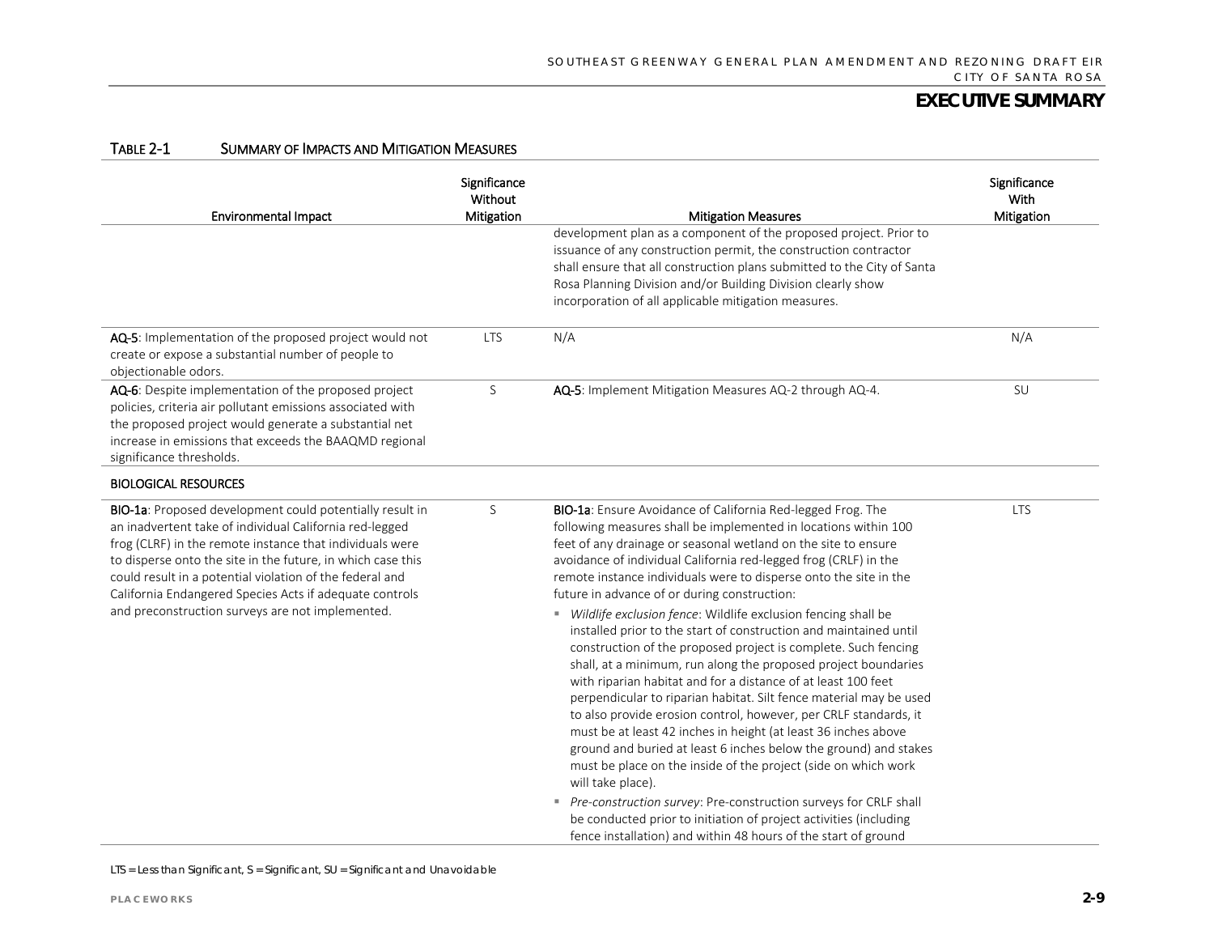# EXECUTIVE SUMMARY

TABLE 2-1 SUMMARY OF IMPACTS AND MITIGATION MEASURES

| Environmental Impact | Significance Without Mitigation | Mitigation Measures | Significance With Mitigation |
|---|---|---|---|
| | | development plan as a component of the proposed project. Prior to issuance of any construction permit, the construction contractor shall ensure that all construction plans submitted to the City of Santa Rosa Planning Division and/or Building Division clearly show incorporation of all applicable mitigation measures. | |
| **AQ-5**: Implementation of the proposed project would not create or expose a substantial number of people to objectionable odors. | LTS | N/A | N/A |
| **AQ-6**: Despite implementation of the proposed project policies, criteria air pollutant emissions associated with the proposed project would generate a substantial net increase in emissions that exceeds the BAAQMD regional significance thresholds. | S | **AQ-5**: Implement Mitigation Measures AQ-2 through AQ-4. | SU |
| **BIOLOGICAL RESOURCES** | | | |
| **BIO-1a**: Proposed development could potentially result in an inadvertent take of individual California red-legged frog (CLRF) in the remote instance that individuals were to disperse onto the site in the future, in which case this could result in a potential violation of the federal and California Endangered Species Acts if adequate controls and preconstruction surveys are not implemented. | S | **BIO-1a**: Ensure Avoidance of California Red-legged Frog. The following measures shall be implemented in locations within 100 feet of any drainage or seasonal wetland on the site to ensure avoidance of individual California red-legged frog (CRLF) in the remote instance individuals were to disperse onto the site in the future in advance of or during construction:<br>▪ *Wildlife exclusion fence*: Wildlife exclusion fencing shall be installed prior to the start of construction and maintained until construction of the proposed project is complete. Such fencing shall, at a minimum, run along the proposed project boundaries with riparian habitat and for a distance of at least 100 feet perpendicular to riparian habitat. Silt fence material may be used to also provide erosion control, however, per CRLF standards, it must be at least 42 inches in height (at least 36 inches above ground and buried at least 6 inches below the ground) and stakes must be place on the inside of the project (side on which work will take place).<br>▪ *Pre-construction survey*: Pre-construction surveys for CRLF shall be conducted prior to initiation of project activities (including fence installation) and within 48 hours of the start of ground | LTS |

LTS = Less than Significant, S = Significant, SU = Significant and Unavoidable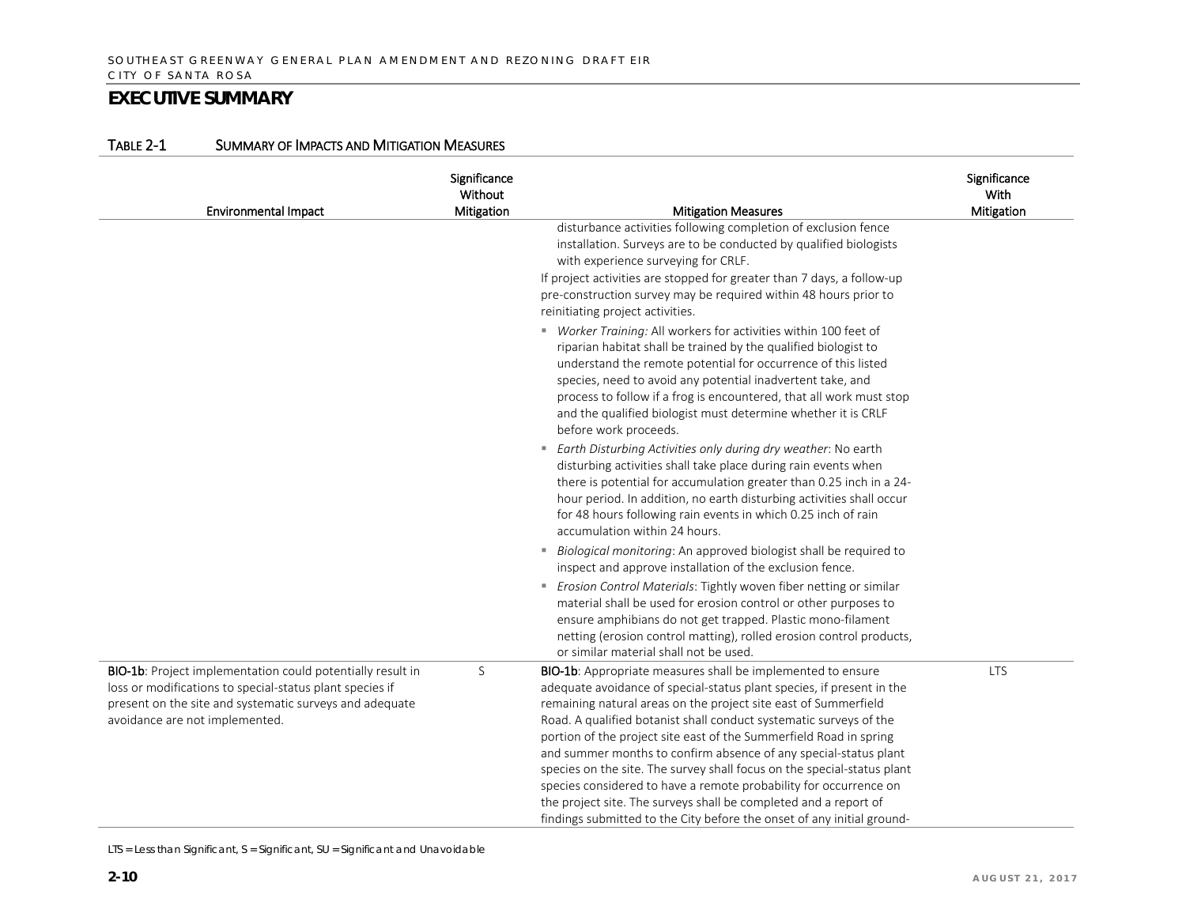## EXECUTIVE SUMMARY

TABLE 2-1 SUMMARY OF IMPACTS AND MITIGATION MEASURES

| Environmental Impact | Significance Without Mitigation | Mitigation Measures | Significance With Mitigation |
|---|---|---|---|
| | | disturbance activities following completion of exclusion fence installation. Surveys are to be conducted by qualified biologists with experience surveying for CRLF. If project activities are stopped for greater than 7 days, a follow-up pre-construction survey may be required within 48 hours prior to reinitiating project activities. ▪ *Worker Training:* All workers for activities within 100 feet of riparian habitat shall be trained by the qualified biologist to understand the remote potential for occurrence of this listed species, need to avoid any potential inadvertent take, and process to follow if a frog is encountered, that all work must stop and the qualified biologist must determine whether it is CRLF before work proceeds. ▪ *Earth Disturbing Activities only during dry weather*: No earth disturbing activities shall take place during rain events when there is potential for accumulation greater than 0.25 inch in a 24-hour period. In addition, no earth disturbing activities shall occur for 48 hours following rain events in which 0.25 inch of rain accumulation within 24 hours. ▪ *Biological monitoring*: An approved biologist shall be required to inspect and approve installation of the exclusion fence. ▪ *Erosion Control Materials*: Tightly woven fiber netting or similar material shall be used for erosion control or other purposes to ensure amphibians do not get trapped. Plastic mono-filament netting (erosion control matting), rolled erosion control products, or similar material shall not be used. | |
| **BIO-1b**: Project implementation could potentially result in loss or modifications to special-status plant species if present on the site and systematic surveys and adequate avoidance are not implemented. | S | **BIO-1b**: Appropriate measures shall be implemented to ensure adequate avoidance of special-status plant species, if present in the remaining natural areas on the project site east of Summerfield Road. A qualified botanist shall conduct systematic surveys of the portion of the project site east of the Summerfield Road in spring and summer months to confirm absence of any special-status plant species on the site. The survey shall focus on the special-status plant species considered to have a remote probability for occurrence on the project site. The surveys shall be completed and a report of findings submitted to the City before the onset of any initial ground- | LTS |

LTS = Less than Significant, S = Significant, SU = Significant and Unavoidable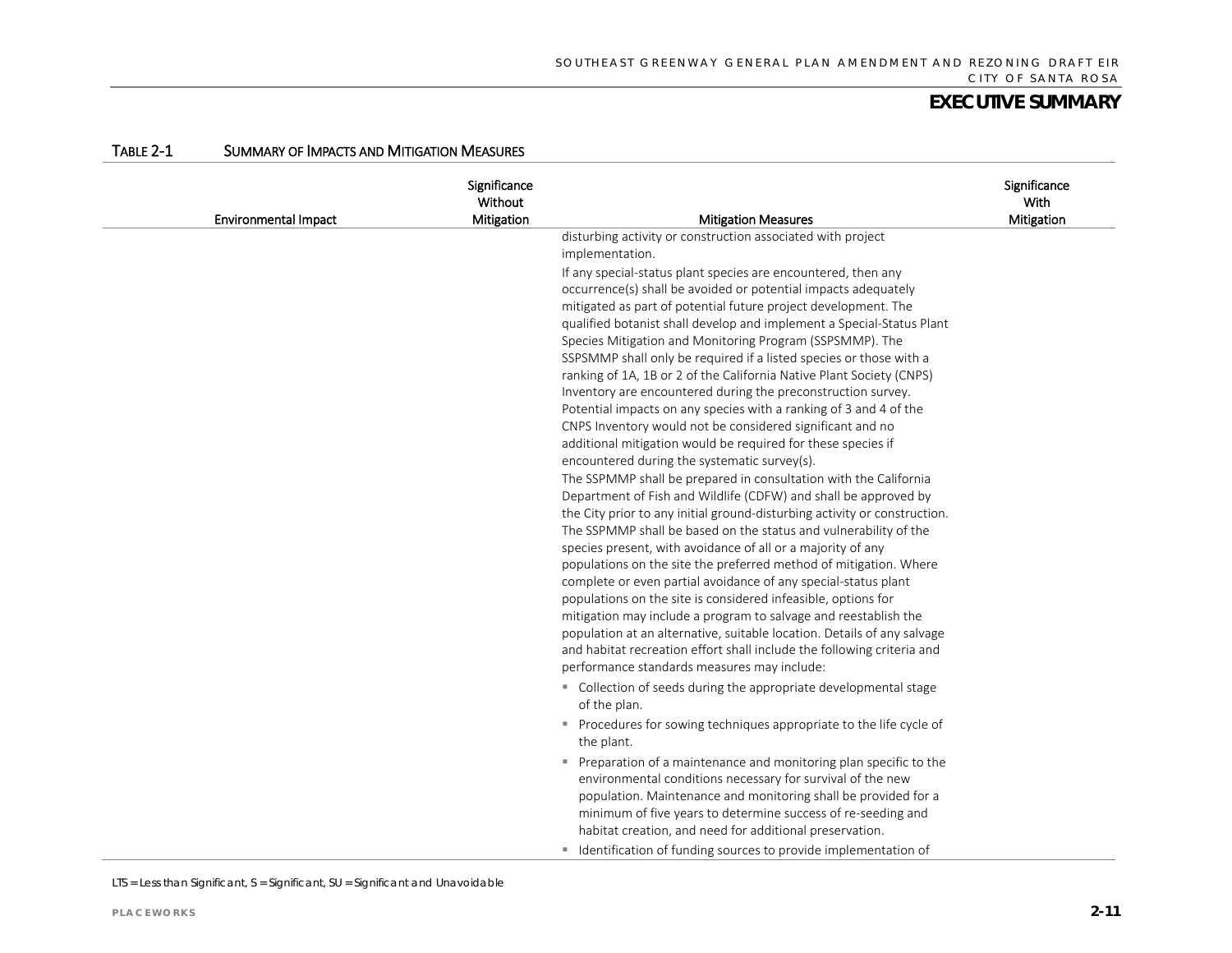TABLE 2-1 SUMMARY OF IMPACTS AND MITIGATION MEASURES

| Environmental Impact | Significance Without Mitigation | Mitigation Measures | Significance With Mitigation |
|---|---|---|---|
| | | disturbing activity or construction associated with project implementation.<br><br>If any special-status plant species are encountered, then any occurrence(s) shall be avoided or potential impacts adequately mitigated as part of potential future project development. The qualified botanist shall develop and implement a Special-Status Plant Species Mitigation and Monitoring Program (SSPSMMP). The SSPSMMP shall only be required if a listed species or those with a ranking of 1A, 1B or 2 of the California Native Plant Society (CNPS) Inventory are encountered during the preconstruction survey. Potential impacts on any species with a ranking of 3 and 4 of the CNPS Inventory would not be considered significant and no additional mitigation would be required for these species if encountered during the systematic survey(s).<br><br>The SSPMMP shall be prepared in consultation with the California Department of Fish and Wildlife (CDFW) and shall be approved by the City prior to any initial ground-disturbing activity or construction. The SSPMMP shall be based on the status and vulnerability of the species present, with avoidance of all or a majority of any populations on the site the preferred method of mitigation. Where complete or even partial avoidance of any special-status plant populations on the site is considered infeasible, options for mitigation may include a program to salvage and reestablish the population at an alternative, suitable location. Details of any salvage and habitat recreation effort shall include the following criteria and performance standards measures may include:<br><br>▪ Collection of seeds during the appropriate developmental stage of the plan.<br>▪ Procedures for sowing techniques appropriate to the life cycle of the plant.<br>▪ Preparation of a maintenance and monitoring plan specific to the environmental conditions necessary for survival of the new population. Maintenance and monitoring shall be provided for a minimum of five years to determine success of re-seeding and habitat creation, and need for additional preservation.<br>▪ Identification of funding sources to provide implementation of | |

LTS = Less than Significant, S = Significant, SU = Significant and Unavoidable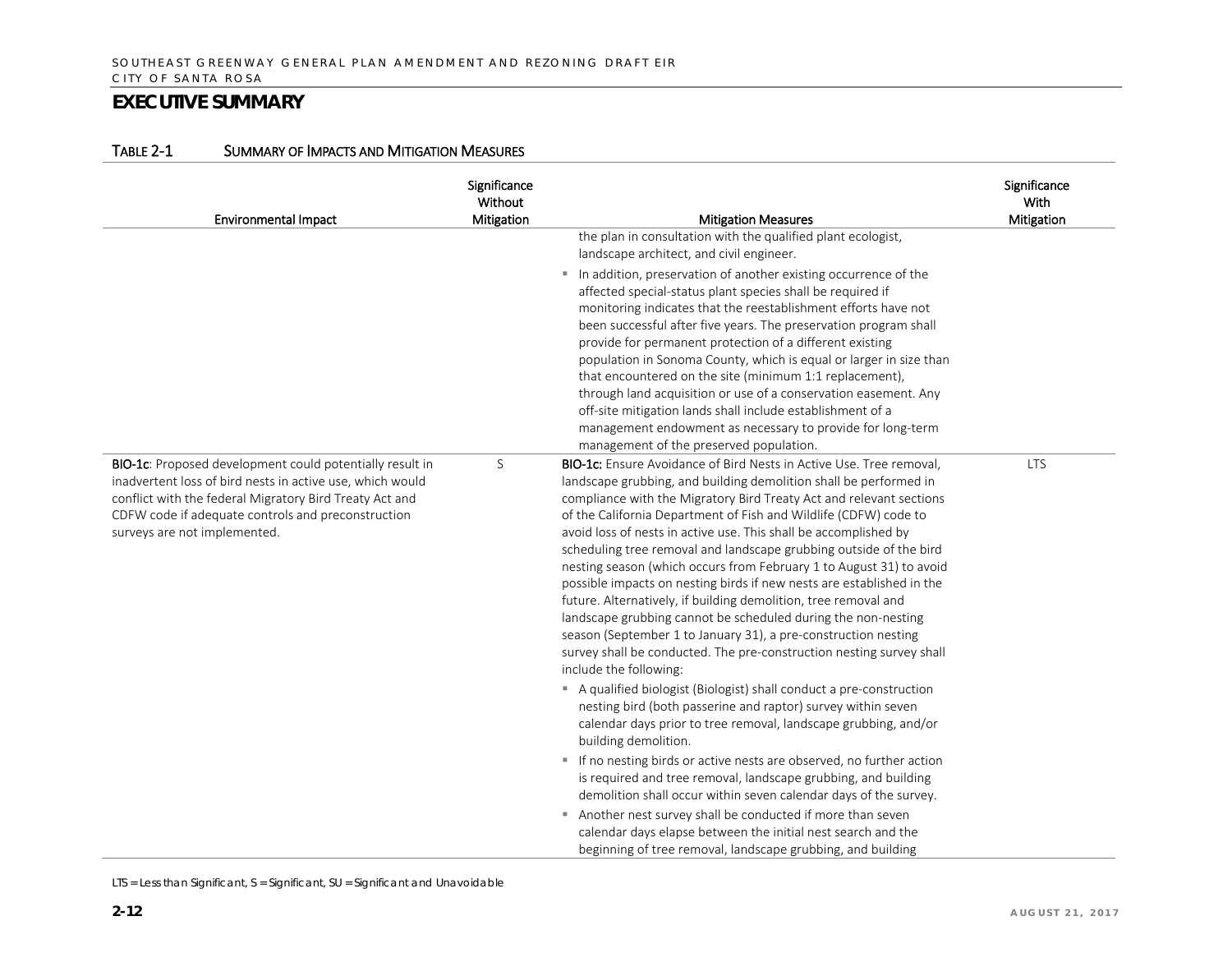## EXECUTIVE SUMMARY

TABLE 2-1 SUMMARY OF IMPACTS AND MITIGATION MEASURES

| Environmental Impact | Significance Without Mitigation | Mitigation Measures | Significance With Mitigation |
|---|---|---|---|
| | | the plan in consultation with the qualified plant ecologist, landscape architect, and civil engineer.<br>▪ In addition, preservation of another existing occurrence of the affected special-status plant species shall be required if monitoring indicates that the reestablishment efforts have not been successful after five years. The preservation program shall provide for permanent protection of a different existing population in Sonoma County, which is equal or larger in size than that encountered on the site (minimum 1:1 replacement), through land acquisition or use of a conservation easement. Any off-site mitigation lands shall include establishment of a management endowment as necessary to provide for long-term management of the preserved population. | |
| **BIO-1c**: Proposed development could potentially result in inadvertent loss of bird nests in active use, which would conflict with the federal Migratory Bird Treaty Act and CDFW code if adequate controls and preconstruction surveys are not implemented. | S | **BIO-1c:** Ensure Avoidance of Bird Nests in Active Use. Tree removal, landscape grubbing, and building demolition shall be performed in compliance with the Migratory Bird Treaty Act and relevant sections of the California Department of Fish and Wildlife (CDFW) code to avoid loss of nests in active use. This shall be accomplished by scheduling tree removal and landscape grubbing outside of the bird nesting season (which occurs from February 1 to August 31) to avoid possible impacts on nesting birds if new nests are established in the future. Alternatively, if building demolition, tree removal and landscape grubbing cannot be scheduled during the non-nesting season (September 1 to January 31), a pre-construction nesting survey shall be conducted. The pre-construction nesting survey shall include the following:<br>▪ A qualified biologist (Biologist) shall conduct a pre-construction nesting bird (both passerine and raptor) survey within seven calendar days prior to tree removal, landscape grubbing, and/or building demolition.<br>▪ If no nesting birds or active nests are observed, no further action is required and tree removal, landscape grubbing, and building demolition shall occur within seven calendar days of the survey.<br>▪ Another nest survey shall be conducted if more than seven calendar days elapse between the initial nest search and the beginning of tree removal, landscape grubbing, and building | LTS |

LTS = Less than Significant, S = Significant, SU = Significant and Unavoidable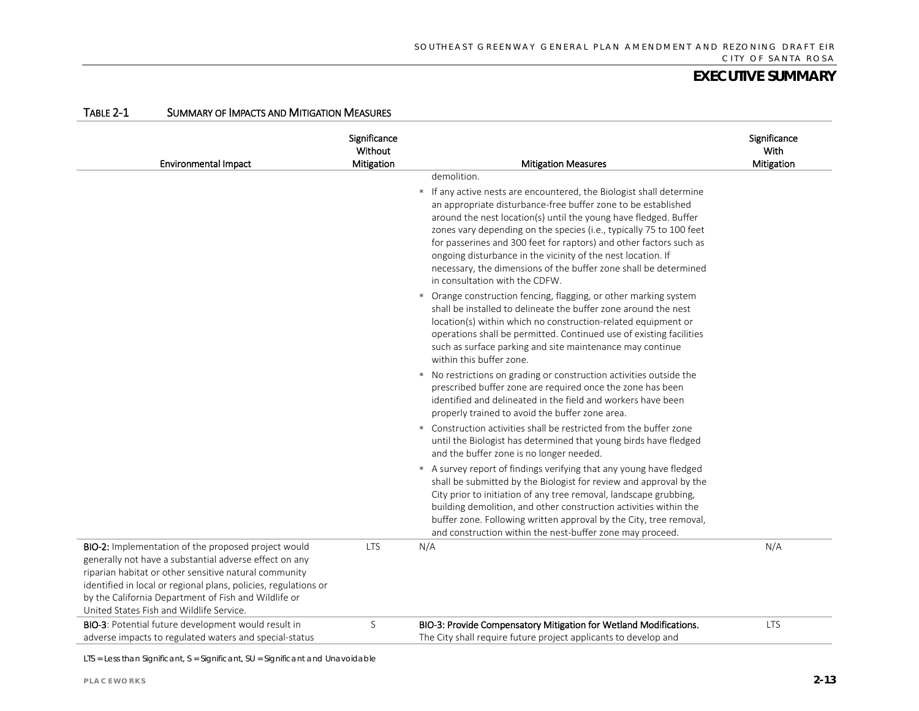### Table 2-1 Summary of Impacts and Mitigation Measures

| Environmental Impact | Significance Without Mitigation | Mitigation Measures | Significance With Mitigation |
|---|---|---|---|
| | | demolition.<br>▪ If any active nests are encountered, the Biologist shall determine an appropriate disturbance-free buffer zone to be established around the nest location(s) until the young have fledged. Buffer zones vary depending on the species (i.e., typically 75 to 100 feet for passerines and 300 feet for raptors) and other factors such as ongoing disturbance in the vicinity of the nest location. If necessary, the dimensions of the buffer zone shall be determined in consultation with the CDFW.<br>▪ Orange construction fencing, flagging, or other marking system shall be installed to delineate the buffer zone around the nest location(s) within which no construction-related equipment or operations shall be permitted. Continued use of existing facilities such as surface parking and site maintenance may continue within this buffer zone.<br>▪ No restrictions on grading or construction activities outside the prescribed buffer zone are required once the zone has been identified and delineated in the field and workers have been properly trained to avoid the buffer zone area.<br>▪ Construction activities shall be restricted from the buffer zone until the Biologist has determined that young birds have fledged and the buffer zone is no longer needed.<br>▪ A survey report of findings verifying that any young have fledged shall be submitted by the Biologist for review and approval by the City prior to initiation of any tree removal, landscape grubbing, building demolition, and other construction activities within the buffer zone. Following written approval by the City, tree removal, and construction within the nest-buffer zone may proceed. | |
| **BIO-2:** Implementation of the proposed project would generally not have a substantial adverse effect on any riparian habitat or other sensitive natural community identified in local or regional plans, policies, regulations or by the California Department of Fish and Wildlife or United States Fish and Wildlife Service. | LTS | N/A | N/A |
| **BIO-3**: Potential future development would result in adverse impacts to regulated waters and special-status | S | **BIO-3: Provide Compensatory Mitigation for Wetland Modifications.** The City shall require future project applicants to develop and | LTS |

LTS = Less than Significant, S = Significant, SU = Significant and Unavoidable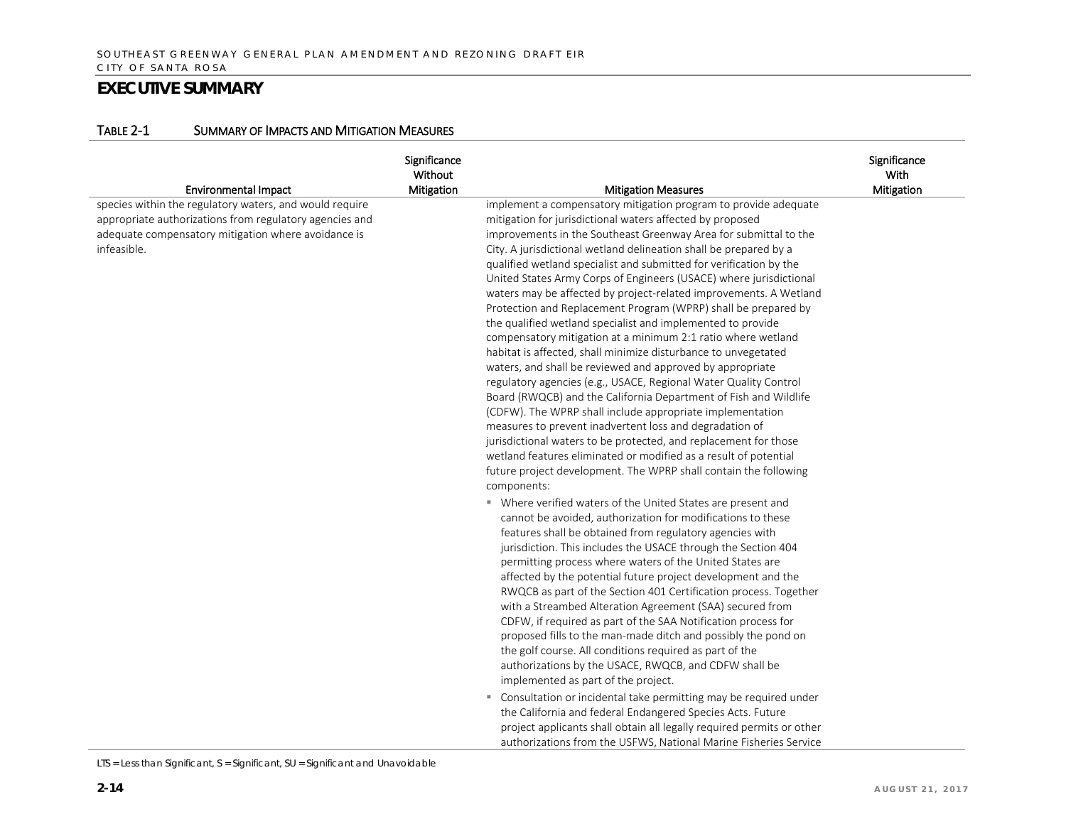## EXECUTIVE SUMMARY

TABLE 2-1 SUMMARY OF IMPACTS AND MITIGATION MEASURES

| Environmental Impact | Significance Without Mitigation | Mitigation Measures | Significance With Mitigation |
|---|---|---|---|
| species within the regulatory waters, and would require appropriate authorizations from regulatory agencies and adequate compensatory mitigation where avoidance is infeasible. | | implement a compensatory mitigation program to provide adequate mitigation for jurisdictional waters affected by proposed improvements in the Southeast Greenway Area for submittal to the City. A jurisdictional wetland delineation shall be prepared by a qualified wetland specialist and submitted for verification by the United States Army Corps of Engineers (USACE) where jurisdictional waters may be affected by project-related improvements. A Wetland Protection and Replacement Program (WPRP) shall be prepared by the qualified wetland specialist and implemented to provide compensatory mitigation at a minimum 2:1 ratio where wetland habitat is affected, shall minimize disturbance to unvegetated waters, and shall be reviewed and approved by appropriate regulatory agencies (e.g., USACE, Regional Water Quality Control Board (RWQCB) and the California Department of Fish and Wildlife (CDFW). The WPRP shall include appropriate implementation measures to prevent inadvertent loss and degradation of jurisdictional waters to be protected, and replacement for those wetland features eliminated or modified as a result of potential future project development. The WPRP shall contain the following components:<br>▪ Where verified waters of the United States are present and cannot be avoided, authorization for modifications to these features shall be obtained from regulatory agencies with jurisdiction. This includes the USACE through the Section 404 permitting process where waters of the United States are affected by the potential future project development and the RWQCB as part of the Section 401 Certification process. Together with a Streambed Alteration Agreement (SAA) secured from CDFW, if required as part of the SAA Notification process for proposed fills to the man-made ditch and possibly the pond on the golf course. All conditions required as part of the authorizations by the USACE, RWQCB, and CDFW shall be implemented as part of the project.<br>▪ Consultation or incidental take permitting may be required under the California and federal Endangered Species Acts. Future project applicants shall obtain all legally required permits or other authorizations from the USFWS, National Marine Fisheries Service | |

LTS = Less than Significant, S = Significant, SU = Significant and Unavoidable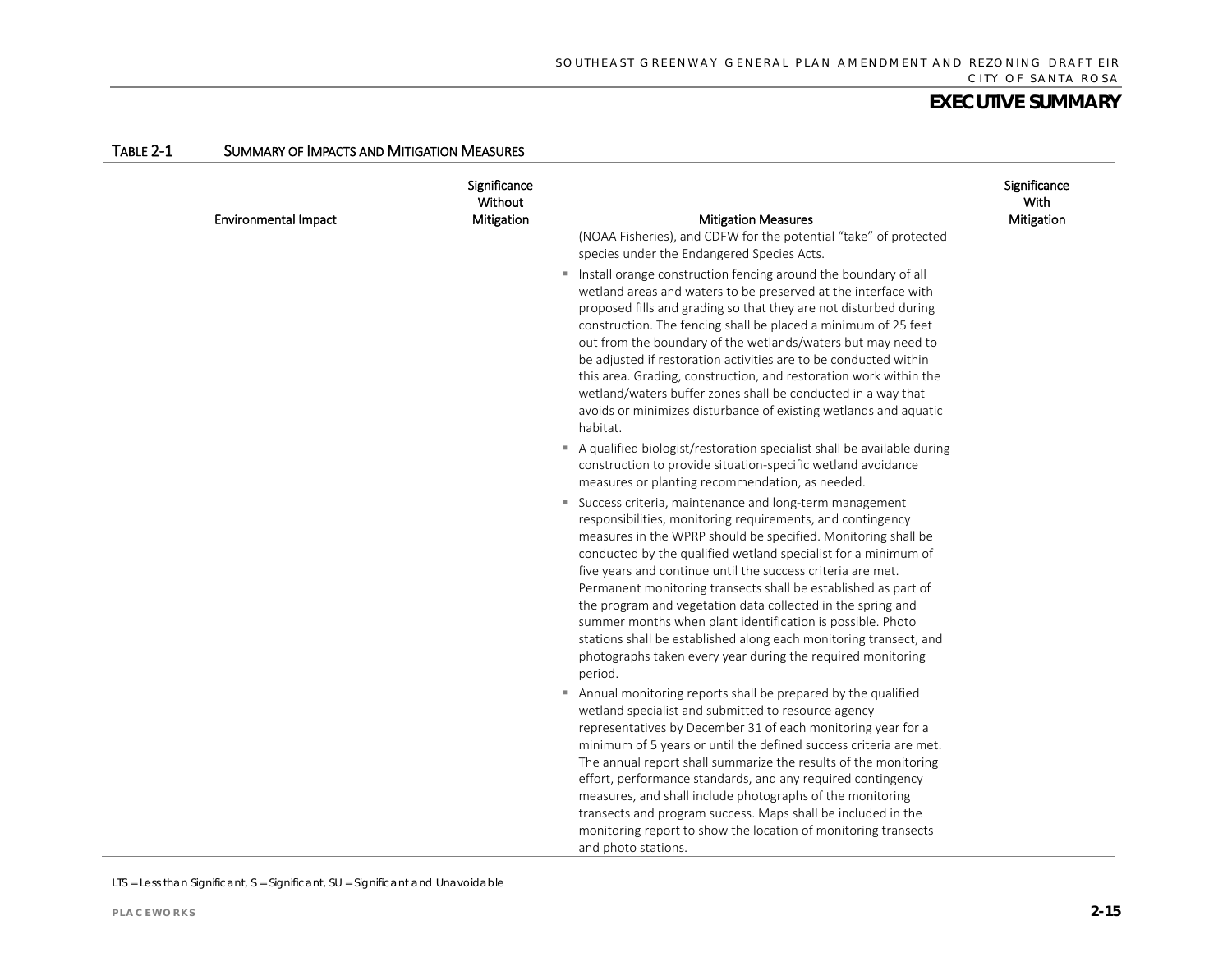**TABLE 2-1 SUMMARY OF IMPACTS AND MITIGATION MEASURES**

| Environmental Impact | Significance Without Mitigation | Mitigation Measures | Significance With Mitigation |
|---|---|---|---|
| | | (NOAA Fisheries), and CDFW for the potential "take" of protected species under the Endangered Species Acts.<br><br>▪ Install orange construction fencing around the boundary of all wetland areas and waters to be preserved at the interface with proposed fills and grading so that they are not disturbed during construction. The fencing shall be placed a minimum of 25 feet out from the boundary of the wetlands/waters but may need to be adjusted if restoration activities are to be conducted within this area. Grading, construction, and restoration work within the wetland/waters buffer zones shall be conducted in a way that avoids or minimizes disturbance of existing wetlands and aquatic habitat.<br><br>▪ A qualified biologist/restoration specialist shall be available during construction to provide situation-specific wetland avoidance measures or planting recommendation, as needed.<br><br>▪ Success criteria, maintenance and long-term management responsibilities, monitoring requirements, and contingency measures in the WPRP should be specified. Monitoring shall be conducted by the qualified wetland specialist for a minimum of five years and continue until the success criteria are met. Permanent monitoring transects shall be established as part of the program and vegetation data collected in the spring and summer months when plant identification is possible. Photo stations shall be established along each monitoring transect, and photographs taken every year during the required monitoring period.<br><br>▪ Annual monitoring reports shall be prepared by the qualified wetland specialist and submitted to resource agency representatives by December 31 of each monitoring year for a minimum of 5 years or until the defined success criteria are met. The annual report shall summarize the results of the monitoring effort, performance standards, and any required contingency measures, and shall include photographs of the monitoring transects and program success. Maps shall be included in the monitoring report to show the location of monitoring transects and photo stations. | |

LTS = Less than Significant, S = Significant, SU = Significant and Unavoidable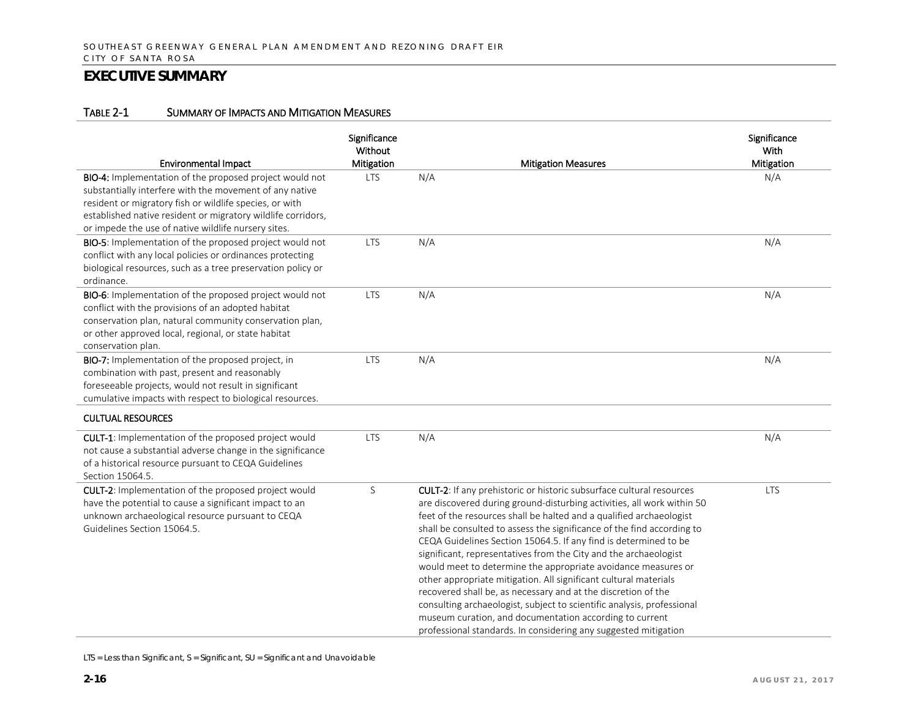## EXECUTIVE SUMMARY

TABLE 2-1 SUMMARY OF IMPACTS AND MITIGATION MEASURES

| Environmental Impact | Significance Without Mitigation | Mitigation Measures | Significance With Mitigation |
|---|---|---|---|
| **BIO-4:** Implementation of the proposed project would not substantially interfere with the movement of any native resident or migratory fish or wildlife species, or with established native resident or migratory wildlife corridors, or impede the use of native wildlife nursery sites. | LTS | N/A | N/A |
| **BIO-5**: Implementation of the proposed project would not conflict with any local policies or ordinances protecting biological resources, such as a tree preservation policy or ordinance. | LTS | N/A | N/A |
| **BIO-6**: Implementation of the proposed project would not conflict with the provisions of an adopted habitat conservation plan, natural community conservation plan, or other approved local, regional, or state habitat conservation plan. | LTS | N/A | N/A |
| **BIO-7:** Implementation of the proposed project, in combination with past, present and reasonably foreseeable projects, would not result in significant cumulative impacts with respect to biological resources. | LTS | N/A | N/A |
| **CULTURAL RESOURCES** | | | |
| **CULT-1**: Implementation of the proposed project would not cause a substantial adverse change in the significance of a historical resource pursuant to CEQA Guidelines Section 15064.5. | LTS | N/A | N/A |
| **CULT-2**: Implementation of the proposed project would have the potential to cause a significant impact to an unknown archaeological resource pursuant to CEQA Guidelines Section 15064.5. | S | **CULT-2**: If any prehistoric or historic subsurface cultural resources are discovered during ground-disturbing activities, all work within 50 feet of the resources shall be halted and a qualified archaeologist shall be consulted to assess the significance of the find according to CEQA Guidelines Section 15064.5. If any find is determined to be significant, representatives from the City and the archaeologist would meet to determine the appropriate avoidance measures or other appropriate mitigation. All significant cultural materials recovered shall be, as necessary and at the discretion of the consulting archaeologist, subject to scientific analysis, professional museum curation, and documentation according to current professional standards. In considering any suggested mitigation | LTS |

LTS = Less than Significant, S = Significant, SU = Significant and Unavoidable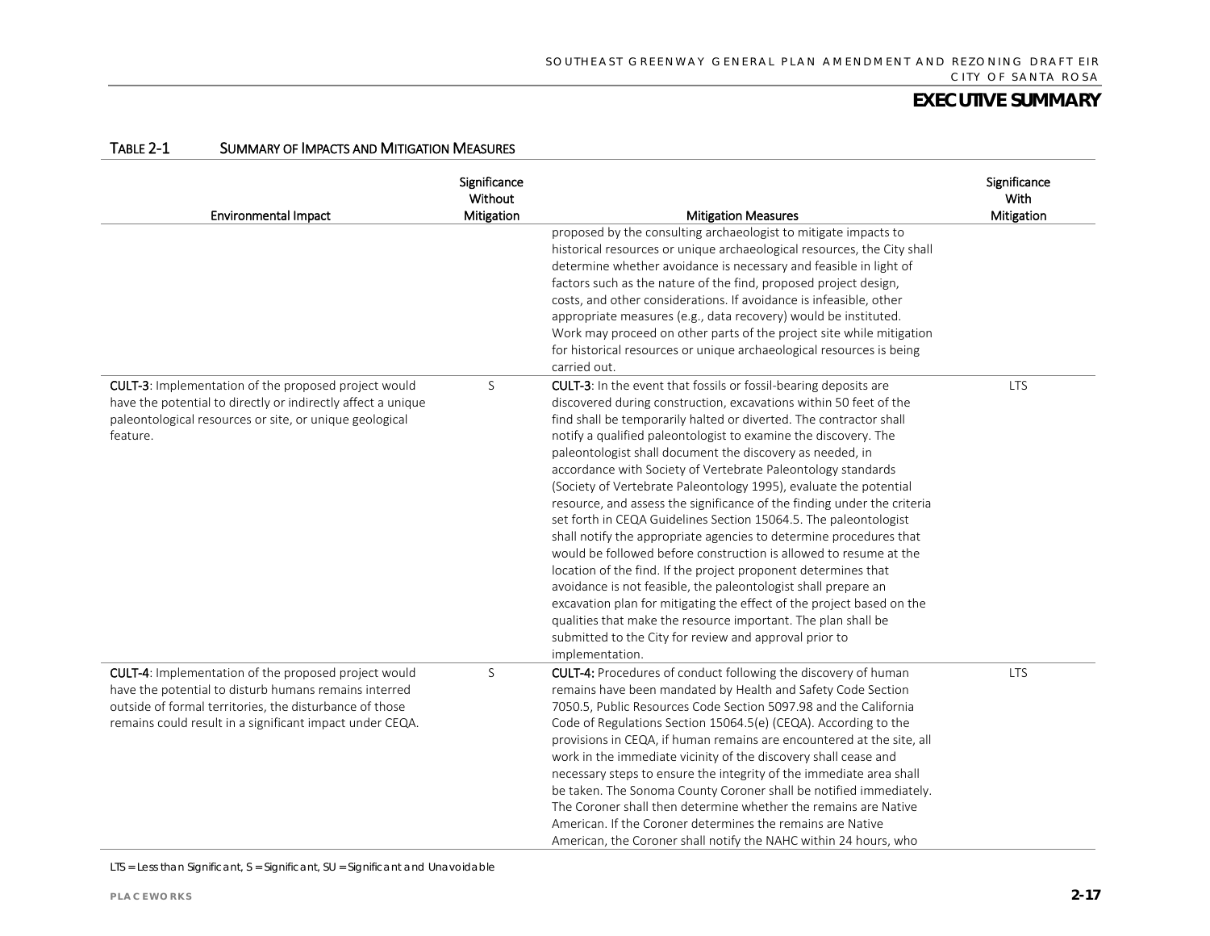TABLE 2-1 SUMMARY OF IMPACTS AND MITIGATION MEASURES

| Environmental Impact | Significance Without Mitigation | Mitigation Measures | Significance With Mitigation |
|---|---|---|---|
| | | proposed by the consulting archaeologist to mitigate impacts to historical resources or unique archaeological resources, the City shall determine whether avoidance is necessary and feasible in light of factors such as the nature of the find, proposed project design, costs, and other considerations. If avoidance is infeasible, other appropriate measures (e.g., data recovery) would be instituted. Work may proceed on other parts of the project site while mitigation for historical resources or unique archaeological resources is being carried out. | |
| **CULT-3**: Implementation of the proposed project would have the potential to directly or indirectly affect a unique paleontological resources or site, or unique geological feature. | S | **CULT-3**: In the event that fossils or fossil-bearing deposits are discovered during construction, excavations within 50 feet of the find shall be temporarily halted or diverted. The contractor shall notify a qualified paleontologist to examine the discovery. The paleontologist shall document the discovery as needed, in accordance with Society of Vertebrate Paleontology standards (Society of Vertebrate Paleontology 1995), evaluate the potential resource, and assess the significance of the finding under the criteria set forth in CEQA Guidelines Section 15064.5. The paleontologist shall notify the appropriate agencies to determine procedures that would be followed before construction is allowed to resume at the location of the find. If the project proponent determines that avoidance is not feasible, the paleontologist shall prepare an excavation plan for mitigating the effect of the project based on the qualities that make the resource important. The plan shall be submitted to the City for review and approval prior to implementation. | LTS |
| **CULT-4**: Implementation of the proposed project would have the potential to disturb humans remains interred outside of formal territories, the disturbance of those remains could result in a significant impact under CEQA. | S | **CULT-4:** Procedures of conduct following the discovery of human remains have been mandated by Health and Safety Code Section 7050.5, Public Resources Code Section 5097.98 and the California Code of Regulations Section 15064.5(e) (CEQA). According to the provisions in CEQA, if human remains are encountered at the site, all work in the immediate vicinity of the discovery shall cease and necessary steps to ensure the integrity of the immediate area shall be taken. The Sonoma County Coroner shall be notified immediately. The Coroner shall then determine whether the remains are Native American. If the Coroner determines the remains are Native American, the Coroner shall notify the NAHC within 24 hours, who | LTS |

LTS = Less than Significant, S = Significant, SU = Significant and Unavoidable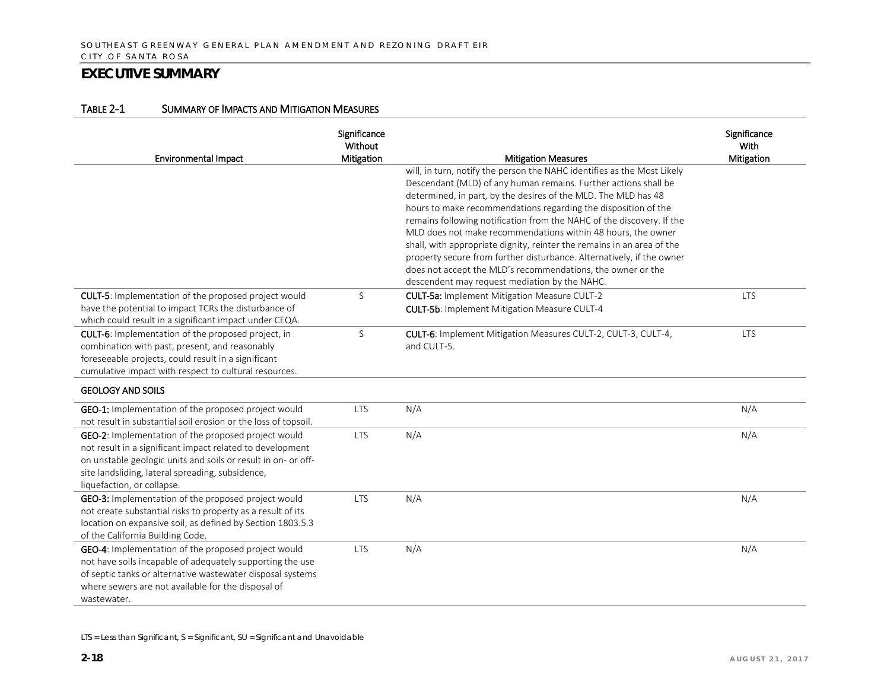## EXECUTIVE SUMMARY

TABLE 2-1 SUMMARY OF IMPACTS AND MITIGATION MEASURES

| Environmental Impact | Significance Without Mitigation | Mitigation Measures | Significance With Mitigation |
|---|---|---|---|
| | | will, in turn, notify the person the NAHC identifies as the Most Likely Descendant (MLD) of any human remains. Further actions shall be determined, in part, by the desires of the MLD. The MLD has 48 hours to make recommendations regarding the disposition of the remains following notification from the NAHC of the discovery. If the MLD does not make recommendations within 48 hours, the owner shall, with appropriate dignity, reinter the remains in an area of the property secure from further disturbance. Alternatively, if the owner does not accept the MLD's recommendations, the owner or the descendent may request mediation by the NAHC. | |
| **CULT-5**: Implementation of the proposed project would have the potential to impact TCRs the disturbance of which could result in a significant impact under CEQA. | S | **CULT-5a:** Implement Mitigation Measure CULT-2<br>**CULT-5b**: Implement Mitigation Measure CULT-4 | LTS |
| **CULT-6**: Implementation of the proposed project, in combination with past, present, and reasonably foreseeable projects, could result in a significant cumulative impact with respect to cultural resources. | S | **CULT-6**: Implement Mitigation Measures CULT-2, CULT-3, CULT-4, and CULT-5. | LTS |
| **GEOLOGY AND SOILS** | | | |
| **GEO-1:** Implementation of the proposed project would not result in substantial soil erosion or the loss of topsoil. | LTS | N/A | N/A |
| **GEO-2**: Implementation of the proposed project would not result in a significant impact related to development on unstable geologic units and soils or result in on- or off-site landsliding, lateral spreading, subsidence, liquefaction, or collapse. | LTS | N/A | N/A |
| **GEO-3:** Implementation of the proposed project would not create substantial risks to property as a result of its location on expansive soil, as defined by Section 1803.5.3 of the California Building Code. | LTS | N/A | N/A |
| **GEO-4**: Implementation of the proposed project would not have soils incapable of adequately supporting the use of septic tanks or alternative wastewater disposal systems where sewers are not available for the disposal of wastewater. | LTS | N/A | N/A |

LTS = Less than Significant, S = Significant, SU = Significant and Unavoidable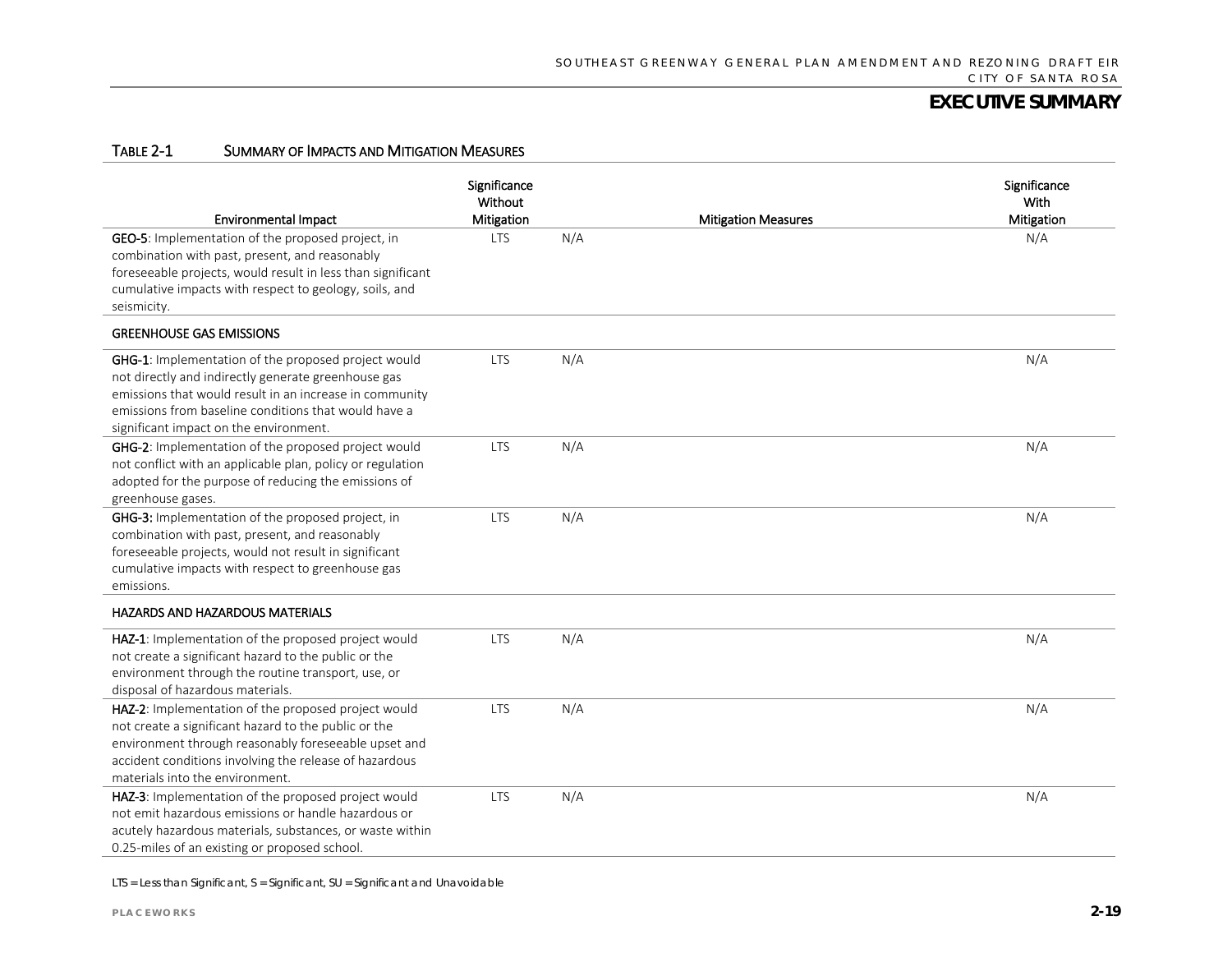## EXECUTIVE SUMMARY

TABLE 2-1 SUMMARY OF IMPACTS AND MITIGATION MEASURES

| Environmental Impact | Significance Without Mitigation | Mitigation Measures | Significance With Mitigation |
|---|---|---|---|
| **GEO-5**: Implementation of the proposed project, in combination with past, present, and reasonably foreseeable projects, would result in less than significant cumulative impacts with respect to geology, soils, and seismicity. | LTS | N/A | N/A |
| **GREENHOUSE GAS EMISSIONS** | | | |
| **GHG-1**: Implementation of the proposed project would not directly and indirectly generate greenhouse gas emissions that would result in an increase in community emissions from baseline conditions that would have a significant impact on the environment. | LTS | N/A | N/A |
| **GHG-2**: Implementation of the proposed project would not conflict with an applicable plan, policy or regulation adopted for the purpose of reducing the emissions of greenhouse gases. | LTS | N/A | N/A |
| **GHG-3:** Implementation of the proposed project, in combination with past, present, and reasonably foreseeable projects, would not result in significant cumulative impacts with respect to greenhouse gas emissions. | LTS | N/A | N/A |
| **HAZARDS AND HAZARDOUS MATERIALS** | | | |
| **HAZ-1**: Implementation of the proposed project would not create a significant hazard to the public or the environment through the routine transport, use, or disposal of hazardous materials. | LTS | N/A | N/A |
| **HAZ-2**: Implementation of the proposed project would not create a significant hazard to the public or the environment through reasonably foreseeable upset and accident conditions involving the release of hazardous materials into the environment. | LTS | N/A | N/A |
| **HAZ-3**: Implementation of the proposed project would not emit hazardous emissions or handle hazardous or acutely hazardous materials, substances, or waste within 0.25-miles of an existing or proposed school. | LTS | N/A | N/A |

LTS = Less than Significant, S = Significant, SU = Significant and Unavoidable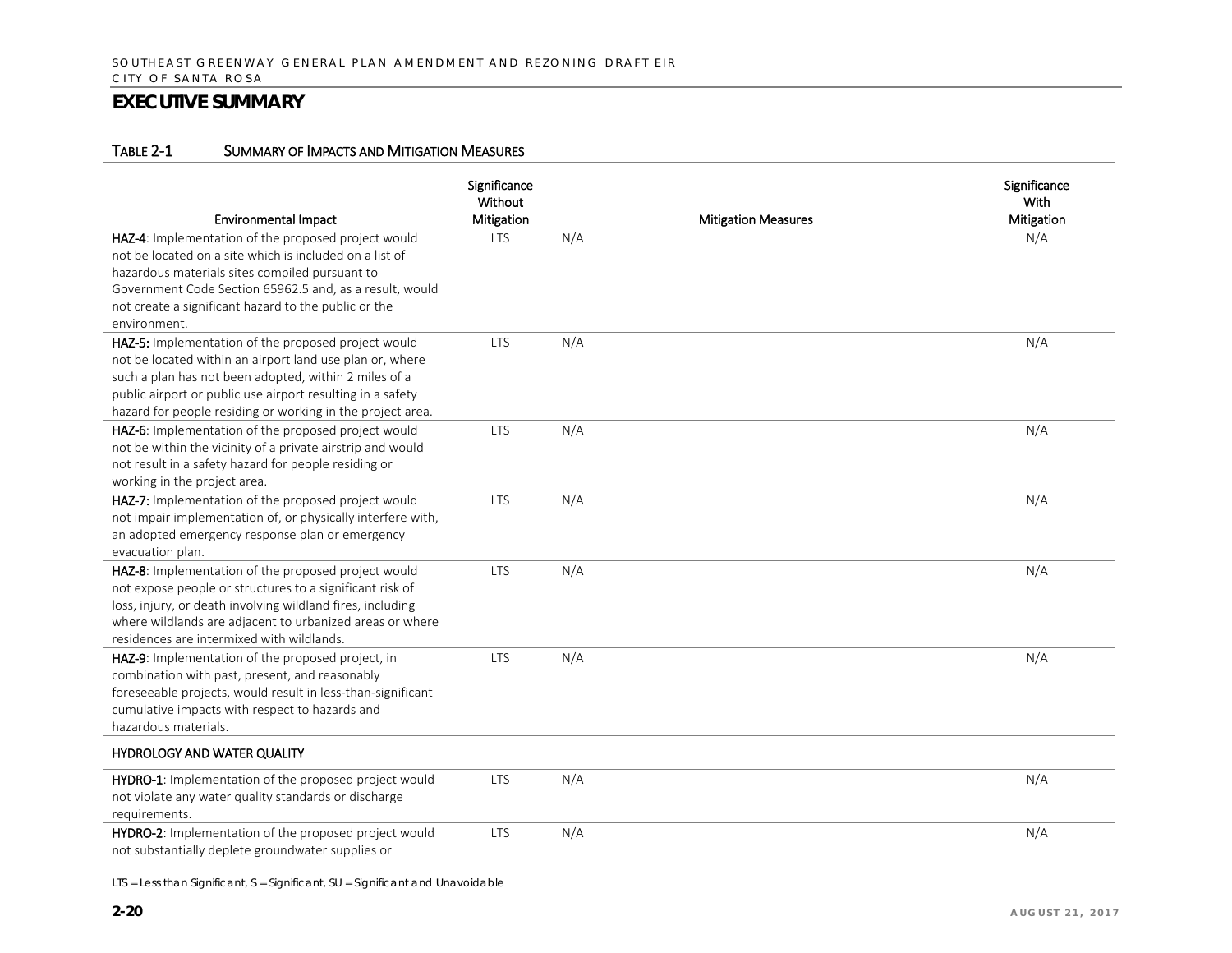## EXECUTIVE SUMMARY

TABLE 2-1 SUMMARY OF IMPACTS AND MITIGATION MEASURES

| Environmental Impact | Significance Without Mitigation | Mitigation Measures | Significance With Mitigation |
|---|---|---|---|
| **HAZ-4**: Implementation of the proposed project would not be located on a site which is included on a list of hazardous materials sites compiled pursuant to Government Code Section 65962.5 and, as a result, would not create a significant hazard to the public or the environment. | LTS | N/A | N/A |
| **HAZ-5:** Implementation of the proposed project would not be located within an airport land use plan or, where such a plan has not been adopted, within 2 miles of a public airport or public use airport resulting in a safety hazard for people residing or working in the project area. | LTS | N/A | N/A |
| **HAZ-6**: Implementation of the proposed project would not be within the vicinity of a private airstrip and would not result in a safety hazard for people residing or working in the project area. | LTS | N/A | N/A |
| **HAZ-7:** Implementation of the proposed project would not impair implementation of, or physically interfere with, an adopted emergency response plan or emergency evacuation plan. | LTS | N/A | N/A |
| **HAZ-8**: Implementation of the proposed project would not expose people or structures to a significant risk of loss, injury, or death involving wildland fires, including where wildlands are adjacent to urbanized areas or where residences are intermixed with wildlands. | LTS | N/A | N/A |
| **HAZ-9**: Implementation of the proposed project, in combination with past, present, and reasonably foreseeable projects, would result in less-than-significant cumulative impacts with respect to hazards and hazardous materials. | LTS | N/A | N/A |
| **HYDROLOGY AND WATER QUALITY** | | | |
| **HYDRO-1**: Implementation of the proposed project would not violate any water quality standards or discharge requirements. | LTS | N/A | N/A |
| **HYDRO-2**: Implementation of the proposed project would not substantially deplete groundwater supplies or | LTS | N/A | N/A |

LTS = Less than Significant, S = Significant, SU = Significant and Unavoidable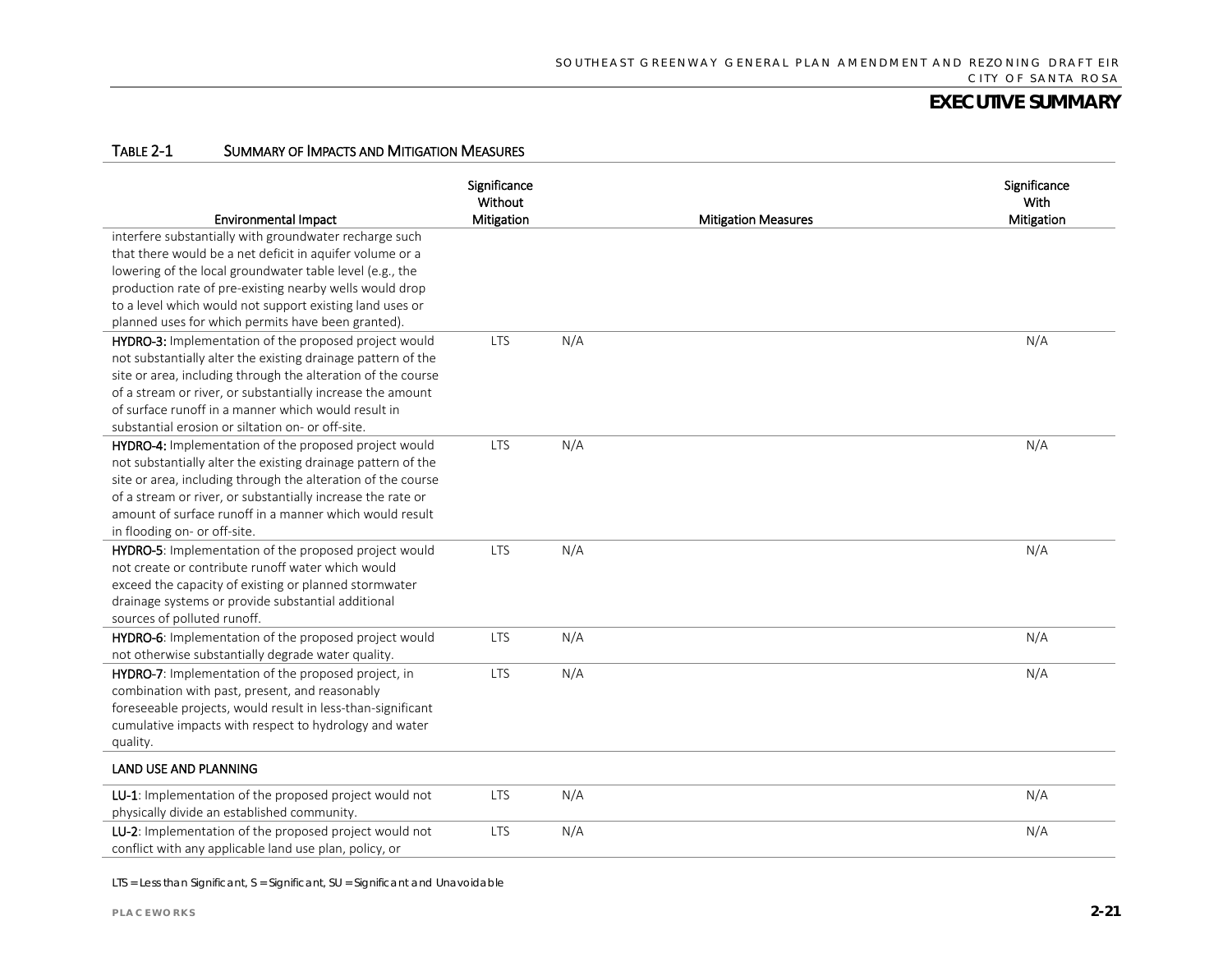# EXECUTIVE SUMMARY

TABLE 2-1 SUMMARY OF IMPACTS AND MITIGATION MEASURES

| Environmental Impact | Significance Without Mitigation | Mitigation Measures | Significance With Mitigation |
|---|---|---|---|
| interfere substantially with groundwater recharge such that there would be a net deficit in aquifer volume or a lowering of the local groundwater table level (e.g., the production rate of pre-existing nearby wells would drop to a level which would not support existing land uses or planned uses for which permits have been granted). | | | |
| **HYDRO-3:** Implementation of the proposed project would not substantially alter the existing drainage pattern of the site or area, including through the alteration of the course of a stream or river, or substantially increase the amount of surface runoff in a manner which would result in substantial erosion or siltation on- or off-site. | LTS | N/A | N/A |
| **HYDRO-4:** Implementation of the proposed project would not substantially alter the existing drainage pattern of the site or area, including through the alteration of the course of a stream or river, or substantially increase the rate or amount of surface runoff in a manner which would result in flooding on- or off-site. | LTS | N/A | N/A |
| **HYDRO-5**: Implementation of the proposed project would not create or contribute runoff water which would exceed the capacity of existing or planned stormwater drainage systems or provide substantial additional sources of polluted runoff. | LTS | N/A | N/A |
| **HYDRO-6**: Implementation of the proposed project would not otherwise substantially degrade water quality. | LTS | N/A | N/A |
| **HYDRO-7**: Implementation of the proposed project, in combination with past, present, and reasonably foreseeable projects, would result in less-than-significant cumulative impacts with respect to hydrology and water quality. | LTS | N/A | N/A |
| **LAND USE AND PLANNING** | | | |
| **LU-1**: Implementation of the proposed project would not physically divide an established community. | LTS | N/A | N/A |
| **LU-2**: Implementation of the proposed project would not conflict with any applicable land use plan, policy, or | LTS | N/A | N/A |

LTS = Less than Significant, S = Significant, SU = Significant and Unavoidable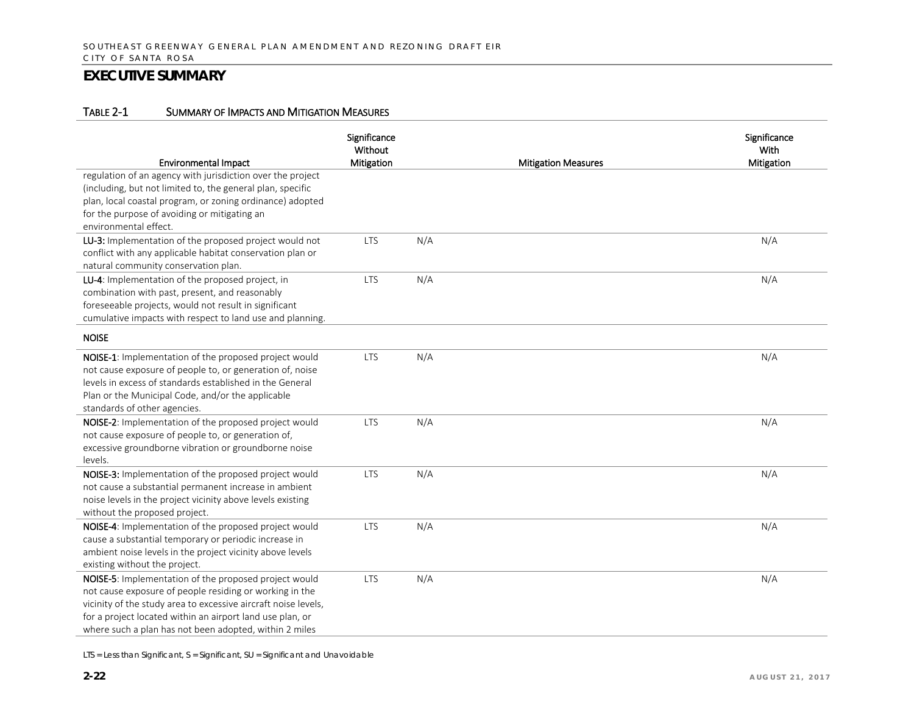## EXECUTIVE SUMMARY

TABLE 2-1 SUMMARY OF IMPACTS AND MITIGATION MEASURES

| Environmental Impact | Significance Without Mitigation | Mitigation Measures | Significance With Mitigation |
|---|---|---|---|
| regulation of an agency with jurisdiction over the project (including, but not limited to, the general plan, specific plan, local coastal program, or zoning ordinance) adopted for the purpose of avoiding or mitigating an environmental effect. | | | |
| **LU-3:** Implementation of the proposed project would not conflict with any applicable habitat conservation plan or natural community conservation plan. | LTS | N/A | N/A |
| **LU-4**: Implementation of the proposed project, in combination with past, present, and reasonably foreseeable projects, would not result in significant cumulative impacts with respect to land use and planning. | LTS | N/A | N/A |
| **NOISE** | | | |
| **NOISE-1**: Implementation of the proposed project would not cause exposure of people to, or generation of, noise levels in excess of standards established in the General Plan or the Municipal Code, and/or the applicable standards of other agencies. | LTS | N/A | N/A |
| **NOISE-2**: Implementation of the proposed project would not cause exposure of people to, or generation of, excessive groundborne vibration or groundborne noise levels. | LTS | N/A | N/A |
| **NOISE-3:** Implementation of the proposed project would not cause a substantial permanent increase in ambient noise levels in the project vicinity above levels existing without the proposed project. | LTS | N/A | N/A |
| **NOISE-4**: Implementation of the proposed project would cause a substantial temporary or periodic increase in ambient noise levels in the project vicinity above levels existing without the project. | LTS | N/A | N/A |
| **NOISE-5**: Implementation of the proposed project would not cause exposure of people residing or working in the vicinity of the study area to excessive aircraft noise levels, for a project located within an airport land use plan, or where such a plan has not been adopted, within 2 miles | LTS | N/A | N/A |

LTS = Less than Significant, S = Significant, SU = Significant and Unavoidable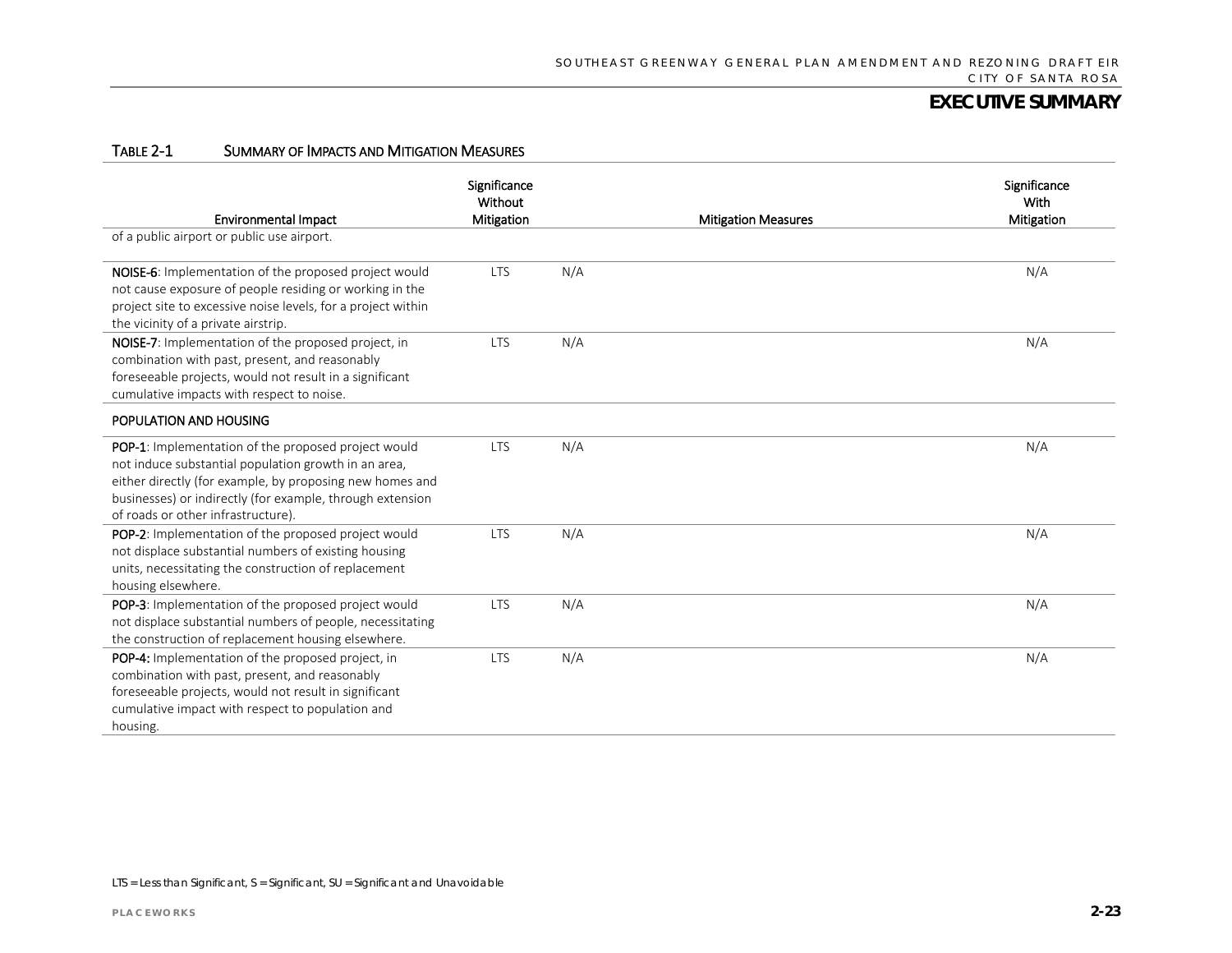**Table 2-1 Summary of Impacts and Mitigation Measures**

| Environmental Impact | Significance Without Mitigation | Mitigation Measures | Significance With Mitigation |
|---|---|---|---|
| of a public airport or public use airport. | | | |
| **NOISE-6**: Implementation of the proposed project would not cause exposure of people residing or working in the project site to excessive noise levels, for a project within the vicinity of a private airstrip. | LTS | N/A | N/A |
| **NOISE-7**: Implementation of the proposed project, in combination with past, present, and reasonably foreseeable projects, would not result in a significant cumulative impacts with respect to noise. | LTS | N/A | N/A |
| **POPULATION AND HOUSING** | | | |
| **POP-1**: Implementation of the proposed project would not induce substantial population growth in an area, either directly (for example, by proposing new homes and businesses) or indirectly (for example, through extension of roads or other infrastructure). | LTS | N/A | N/A |
| **POP-2**: Implementation of the proposed project would not displace substantial numbers of existing housing units, necessitating the construction of replacement housing elsewhere. | LTS | N/A | N/A |
| **POP-3**: Implementation of the proposed project would not displace substantial numbers of people, necessitating the construction of replacement housing elsewhere. | LTS | N/A | N/A |
| **POP-4:** Implementation of the proposed project, in combination with past, present, and reasonably foreseeable projects, would not result in significant cumulative impact with respect to population and housing. | LTS | N/A | N/A |

LTS = Less than Significant, S = Significant, SU = Significant and Unavoidable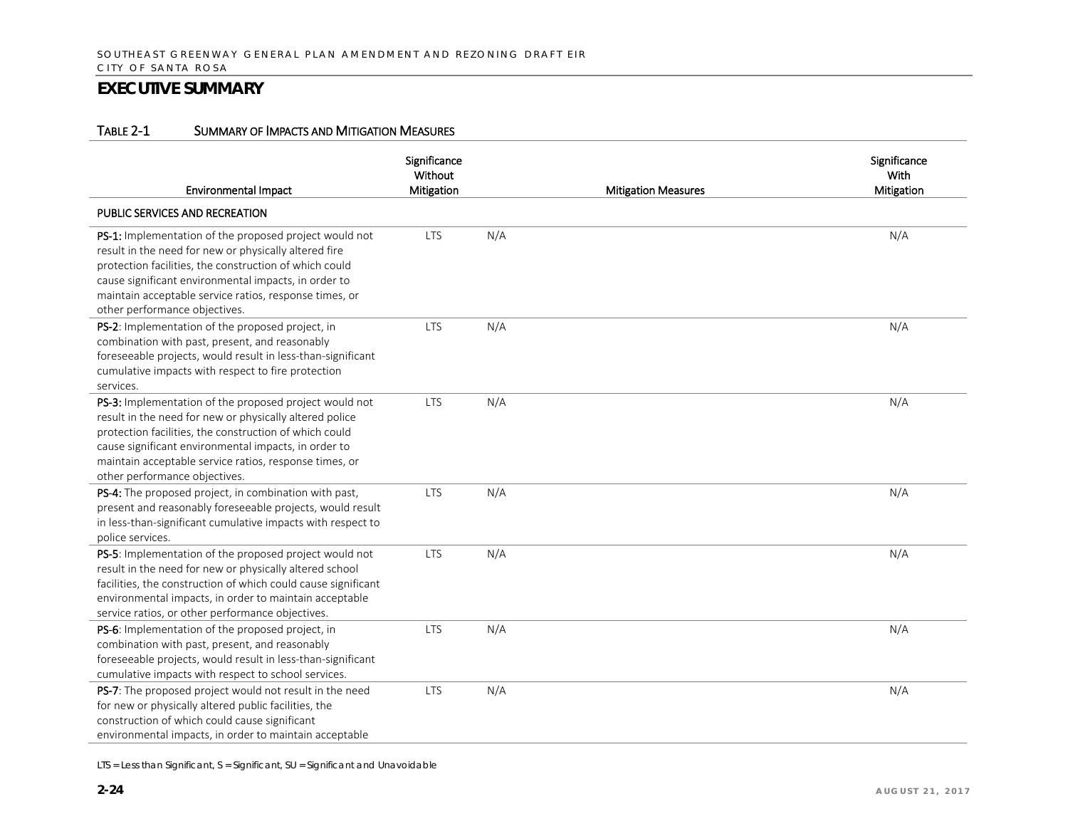## EXECUTIVE SUMMARY

TABLE 2-1 SUMMARY OF IMPACTS AND MITIGATION MEASURES

| Environmental Impact | Significance Without Mitigation | Mitigation Measures | Significance With Mitigation |
|---|---|---|---|
| PUBLIC SERVICES AND RECREATION | | | |
| **PS-1:** Implementation of the proposed project would not result in the need for new or physically altered fire protection facilities, the construction of which could cause significant environmental impacts, in order to maintain acceptable service ratios, response times, or other performance objectives. | LTS | N/A | N/A |
| **PS-2**: Implementation of the proposed project, in combination with past, present, and reasonably foreseeable projects, would result in less-than-significant cumulative impacts with respect to fire protection services. | LTS | N/A | N/A |
| **PS-3:** Implementation of the proposed project would not result in the need for new or physically altered police protection facilities, the construction of which could cause significant environmental impacts, in order to maintain acceptable service ratios, response times, or other performance objectives. | LTS | N/A | N/A |
| **PS-4:** The proposed project, in combination with past, present and reasonably foreseeable projects, would result in less-than-significant cumulative impacts with respect to police services. | LTS | N/A | N/A |
| **PS-5**: Implementation of the proposed project would not result in the need for new or physically altered school facilities, the construction of which could cause significant environmental impacts, in order to maintain acceptable service ratios, or other performance objectives. | LTS | N/A | N/A |
| **PS-6**: Implementation of the proposed project, in combination with past, present, and reasonably foreseeable projects, would result in less-than-significant cumulative impacts with respect to school services. | LTS | N/A | N/A |
| **PS-7**: The proposed project would not result in the need for new or physically altered public facilities, the construction of which could cause significant environmental impacts, in order to maintain acceptable | LTS | N/A | N/A |

LTS = Less than Significant, S = Significant, SU = Significant and Unavoidable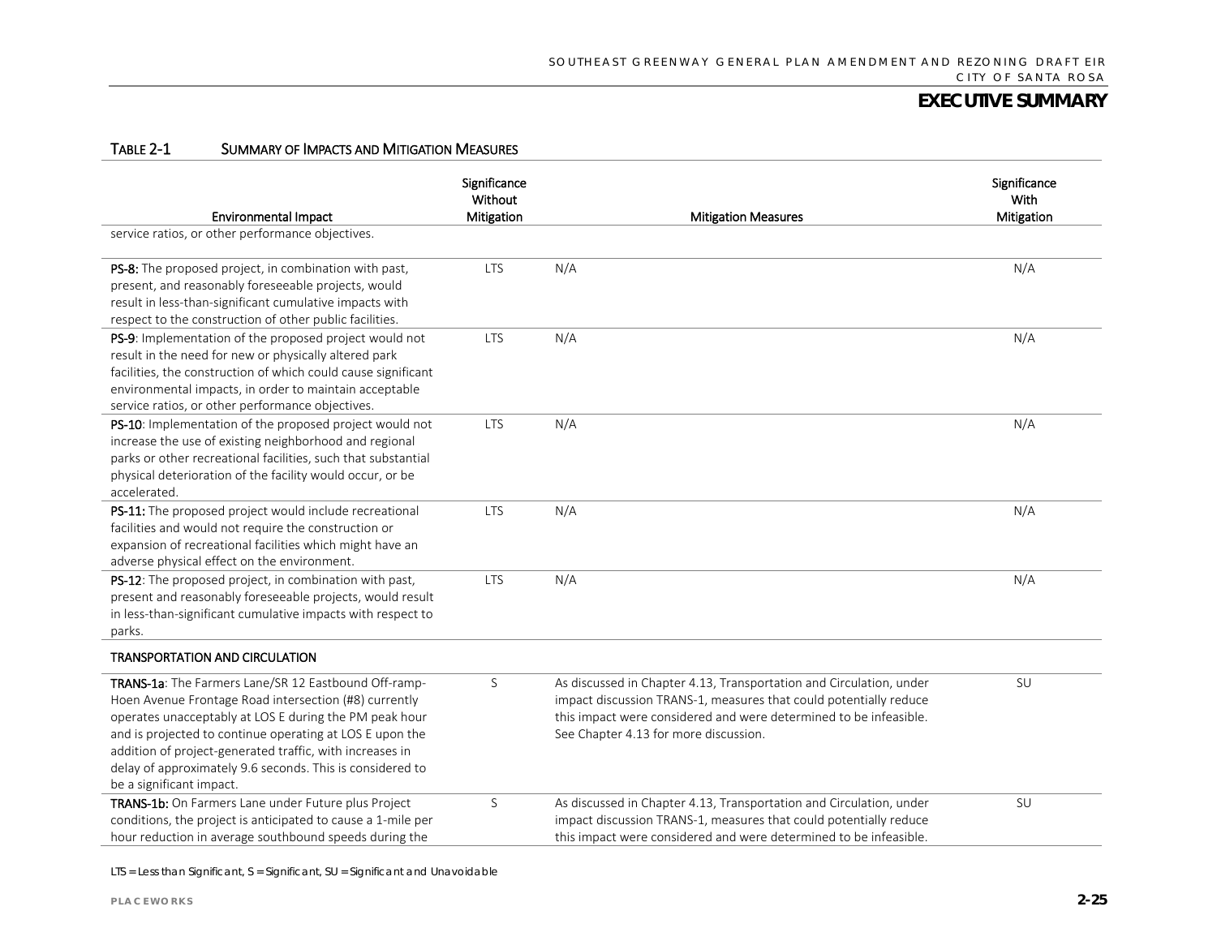Table 2-1 Summary of Impacts and Mitigation Measures

| Environmental Impact | Significance Without Mitigation | Mitigation Measures | Significance With Mitigation |
|---|---|---|---|
| service ratios, or other performance objectives. | | | |
| **PS-8:** The proposed project, in combination with past, present, and reasonably foreseeable projects, would result in less-than-significant cumulative impacts with respect to the construction of other public facilities. | LTS | N/A | N/A |
| **PS-9**: Implementation of the proposed project would not result in the need for new or physically altered park facilities, the construction of which could cause significant environmental impacts, in order to maintain acceptable service ratios, or other performance objectives. | LTS | N/A | N/A |
| **PS-10**: Implementation of the proposed project would not increase the use of existing neighborhood and regional parks or other recreational facilities, such that substantial physical deterioration of the facility would occur, or be accelerated. | LTS | N/A | N/A |
| **PS-11:** The proposed project would include recreational facilities and would not require the construction or expansion of recreational facilities which might have an adverse physical effect on the environment. | LTS | N/A | N/A |
| **PS-12**: The proposed project, in combination with past, present and reasonably foreseeable projects, would result in less-than-significant cumulative impacts with respect to parks. | LTS | N/A | N/A |
| **TRANSPORTATION AND CIRCULATION** | | | |
| **TRANS-1a**: The Farmers Lane/SR 12 Eastbound Off-ramp-Hoen Avenue Frontage Road intersection (#8) currently operates unacceptably at LOS E during the PM peak hour and is projected to continue operating at LOS E upon the addition of project-generated traffic, with increases in delay of approximately 9.6 seconds. This is considered to be a significant impact. | S | As discussed in Chapter 4.13, Transportation and Circulation, under impact discussion TRANS-1, measures that could potentially reduce this impact were considered and were determined to be infeasible. See Chapter 4.13 for more discussion. | SU |
| **TRANS-1b:** On Farmers Lane under Future plus Project conditions, the project is anticipated to cause a 1-mile per hour reduction in average southbound speeds during the | S | As discussed in Chapter 4.13, Transportation and Circulation, under impact discussion TRANS-1, measures that could potentially reduce this impact were considered and were determined to be infeasible. | SU |

LTS = Less than Significant, S = Significant, SU = Significant and Unavoidable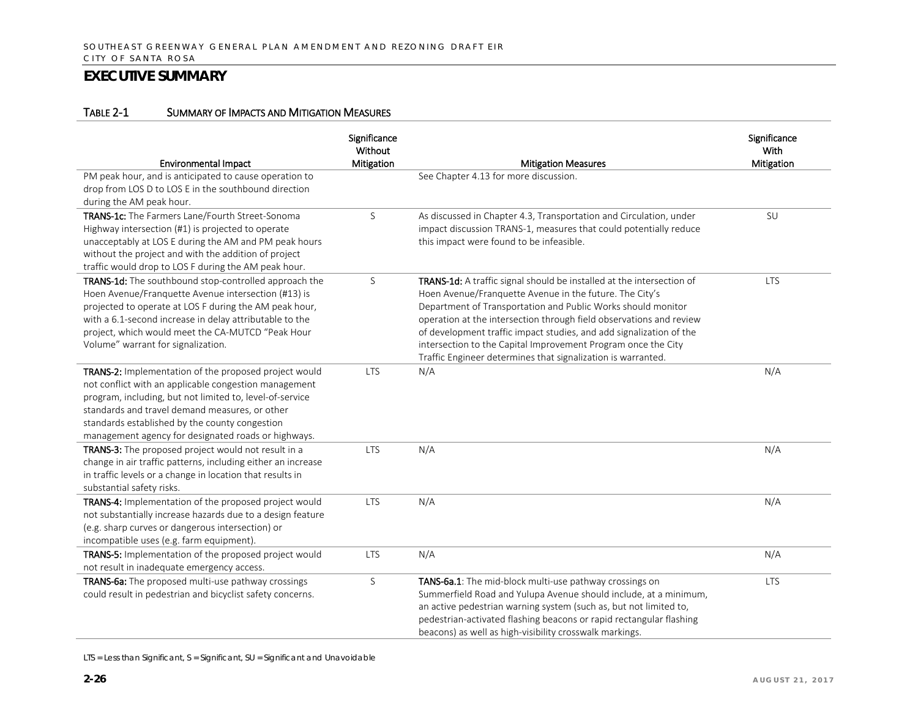## EXECUTIVE SUMMARY

TABLE 2-1 SUMMARY OF IMPACTS AND MITIGATION MEASURES

| Environmental Impact | Significance Without Mitigation | Mitigation Measures | Significance With Mitigation |
|---|---|---|---|
| PM peak hour, and is anticipated to cause operation to drop from LOS D to LOS E in the southbound direction during the AM peak hour. | | See Chapter 4.13 for more discussion. | |
| **TRANS-1c:** The Farmers Lane/Fourth Street-Sonoma Highway intersection (#1) is projected to operate unacceptably at LOS E during the AM and PM peak hours without the project and with the addition of project traffic would drop to LOS F during the AM peak hour. | S | As discussed in Chapter 4.3, Transportation and Circulation, under impact discussion TRANS-1, measures that could potentially reduce this impact were found to be infeasible. | SU |
| **TRANS-1d:** The southbound stop-controlled approach the Hoen Avenue/Franquette Avenue intersection (#13) is projected to operate at LOS F during the AM peak hour, with a 6.1-second increase in delay attributable to the project, which would meet the CA-MUTCD "Peak Hour Volume" warrant for signalization. | S | **TRANS-1d:** A traffic signal should be installed at the intersection of Hoen Avenue/Franquette Avenue in the future. The City's Department of Transportation and Public Works should monitor operation at the intersection through field observations and review of development traffic impact studies, and add signalization of the intersection to the Capital Improvement Program once the City Traffic Engineer determines that signalization is warranted. | LTS |
| **TRANS-2:** Implementation of the proposed project would not conflict with an applicable congestion management program, including, but not limited to, level-of-service standards and travel demand measures, or other standards established by the county congestion management agency for designated roads or highways. | LTS | N/A | N/A |
| **TRANS-3:** The proposed project would not result in a change in air traffic patterns, including either an increase in traffic levels or a change in location that results in substantial safety risks. | LTS | N/A | N/A |
| **TRANS-4:** Implementation of the proposed project would not substantially increase hazards due to a design feature (e.g. sharp curves or dangerous intersection) or incompatible uses (e.g. farm equipment). | LTS | N/A | N/A |
| **TRANS-5:** Implementation of the proposed project would not result in inadequate emergency access. | LTS | N/A | N/A |
| **TRANS-6a:** The proposed multi-use pathway crossings could result in pedestrian and bicyclist safety concerns. | S | **TANS-6a.1**: The mid-block multi-use pathway crossings on Summerfield Road and Yulupa Avenue should include, at a minimum, an active pedestrian warning system (such as, but not limited to, pedestrian-activated flashing beacons or rapid rectangular flashing beacons) as well as high-visibility crosswalk markings. | LTS |

LTS = Less than Significant, S = Significant, SU = Significant and Unavoidable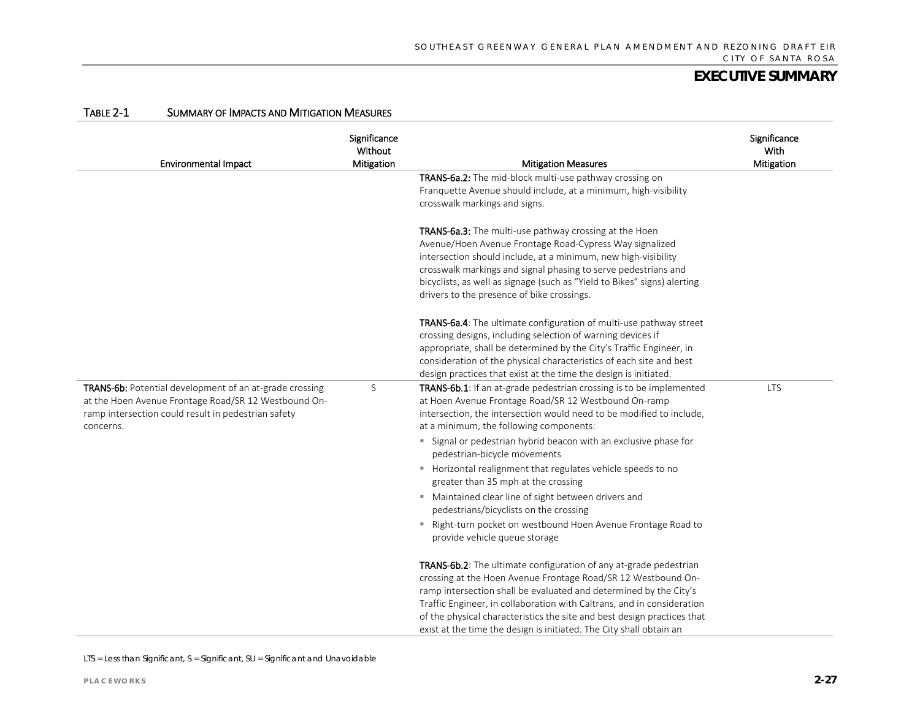## EXECUTIVE SUMMARY

TABLE 2-1 SUMMARY OF IMPACTS AND MITIGATION MEASURES

| Environmental Impact | Significance Without Mitigation | Mitigation Measures | Significance With Mitigation |
|---|---|---|---|
| | | **TRANS-6a.2:** The mid-block multi-use pathway crossing on Franquette Avenue should include, at a minimum, high-visibility crosswalk markings and signs.<br><br>**TRANS-6a.3:** The multi-use pathway crossing at the Hoen Avenue/Hoen Avenue Frontage Road-Cypress Way signalized intersection should include, at a minimum, new high-visibility crosswalk markings and signal phasing to serve pedestrians and bicyclists, as well as signage (such as "Yield to Bikes" signs) alerting drivers to the presence of bike crossings.<br><br>**TRANS-6a.4**: The ultimate configuration of multi-use pathway street crossing designs, including selection of warning devices if appropriate, shall be determined by the City's Traffic Engineer, in consideration of the physical characteristics of each site and best design practices that exist at the time the design is initiated. | |
| **TRANS-6b:** Potential development of an at-grade crossing at the Hoen Avenue Frontage Road/SR 12 Westbound On-ramp intersection could result in pedestrian safety concerns. | S | **TRANS-6b.1**: If an at-grade pedestrian crossing is to be implemented at Hoen Avenue Frontage Road/SR 12 Westbound On-ramp intersection, the intersection would need to be modified to include, at a minimum, the following components:<br>▪ Signal or pedestrian hybrid beacon with an exclusive phase for pedestrian-bicycle movements<br>▪ Horizontal realignment that regulates vehicle speeds to no greater than 35 mph at the crossing<br>▪ Maintained clear line of sight between drivers and pedestrians/bicyclists on the crossing<br>▪ Right-turn pocket on westbound Hoen Avenue Frontage Road to provide vehicle queue storage<br><br>**TRANS-6b.2**: The ultimate configuration of any at-grade pedestrian crossing at the Hoen Avenue Frontage Road/SR 12 Westbound On-ramp intersection shall be evaluated and determined by the City's Traffic Engineer, in collaboration with Caltrans, and in consideration of the physical characteristics the site and best design practices that exist at the time the design is initiated. The City shall obtain an | LTS |

LTS = Less than Significant, S = Significant, SU = Significant and Unavoidable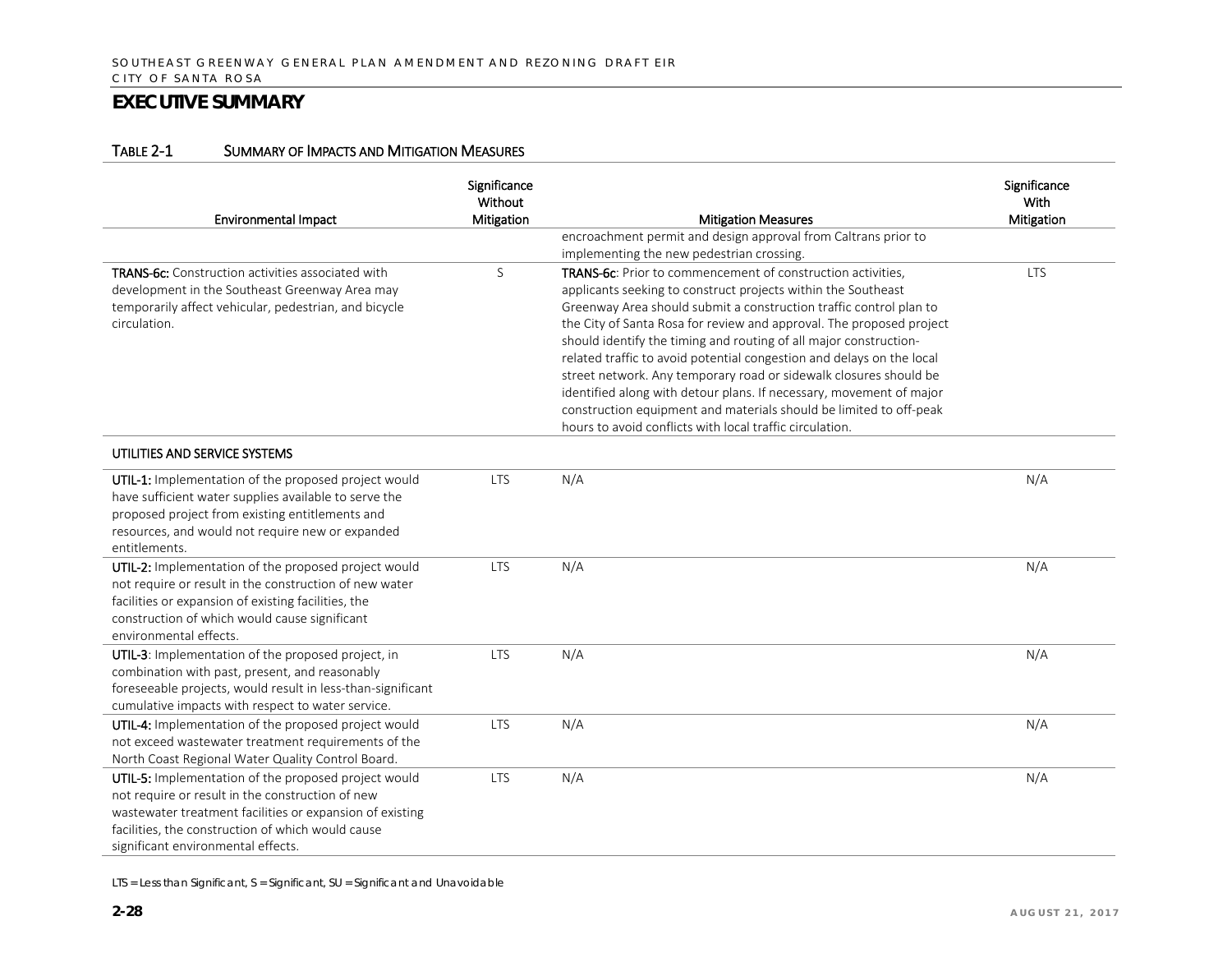## EXECUTIVE SUMMARY

TABLE 2-1 SUMMARY OF IMPACTS AND MITIGATION MEASURES

| Environmental Impact | Significance Without Mitigation | Mitigation Measures | Significance With Mitigation |
|---|---|---|---|
| | | encroachment permit and design approval from Caltrans prior to implementing the new pedestrian crossing. | |
| **TRANS-6c:** Construction activities associated with development in the Southeast Greenway Area may temporarily affect vehicular, pedestrian, and bicycle circulation. | S | **TRANS-6c**: Prior to commencement of construction activities, applicants seeking to construct projects within the Southeast Greenway Area should submit a construction traffic control plan to the City of Santa Rosa for review and approval. The proposed project should identify the timing and routing of all major construction-related traffic to avoid potential congestion and delays on the local street network. Any temporary road or sidewalk closures should be identified along with detour plans. If necessary, movement of major construction equipment and materials should be limited to off-peak hours to avoid conflicts with local traffic circulation. | LTS |
| **UTILITIES AND SERVICE SYSTEMS** | | | |
| **UTIL-1:** Implementation of the proposed project would have sufficient water supplies available to serve the proposed project from existing entitlements and resources, and would not require new or expanded entitlements. | LTS | N/A | N/A |
| **UTIL-2:** Implementation of the proposed project would not require or result in the construction of new water facilities or expansion of existing facilities, the construction of which would cause significant environmental effects. | LTS | N/A | N/A |
| **UTIL-3**: Implementation of the proposed project, in combination with past, present, and reasonably foreseeable projects, would result in less-than-significant cumulative impacts with respect to water service. | LTS | N/A | N/A |
| **UTIL-4:** Implementation of the proposed project would not exceed wastewater treatment requirements of the North Coast Regional Water Quality Control Board. | LTS | N/A | N/A |
| **UTIL-5:** Implementation of the proposed project would not require or result in the construction of new wastewater treatment facilities or expansion of existing facilities, the construction of which would cause significant environmental effects. | LTS | N/A | N/A |

LTS = Less than Significant, S = Significant, SU = Significant and Unavoidable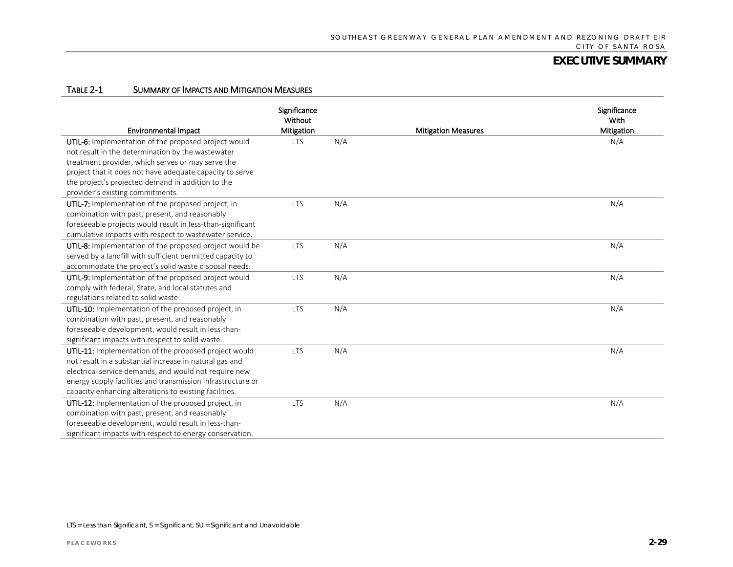## TABLE 2-1 SUMMARY OF IMPACTS AND MITIGATION MEASURES

| Environmental Impact | Significance Without Mitigation | Mitigation Measures | Significance With Mitigation |
|---|---|---|---|
| **UTIL-6:** Implementation of the proposed project would not result in the determination by the wastewater treatment provider, which serves or may serve the project that it does not have adequate capacity to serve the project's projected demand in addition to the provider's existing commitments. | LTS | N/A | N/A |
| **UTIL-7:** Implementation of the proposed project, in combination with past, present, and reasonably foreseeable projects would result in less-than-significant cumulative impacts with respect to wastewater service. | LTS | N/A | N/A |
| **UTIL-8:** Implementation of the proposed project would be served by a landfill with sufficient permitted capacity to accommodate the project's solid waste disposal needs. | LTS | N/A | N/A |
| **UTIL-9:** Implementation of the proposed project would comply with federal, State, and local statutes and regulations related to solid waste. | LTS | N/A | N/A |
| **UTIL-10:** Implementation of the proposed project, in combination with past, present, and reasonably foreseeable development, would result in less-than-significant impacts with respect to solid waste. | LTS | N/A | N/A |
| **UTIL-11:** Implementation of the proposed project would not result in a substantial increase in natural gas and electrical service demands, and would not require new energy supply facilities and transmission infrastructure or capacity enhancing alterations to existing facilities. | LTS | N/A | N/A |
| **UTIL-12:** Implementation of the proposed project, in combination with past, present, and reasonably foreseeable development, would result in less-than-significant impacts with respect to energy conservation. | LTS | N/A | N/A |

LTS = Less than Significant, S = Significant, SU = Significant and Unavoidable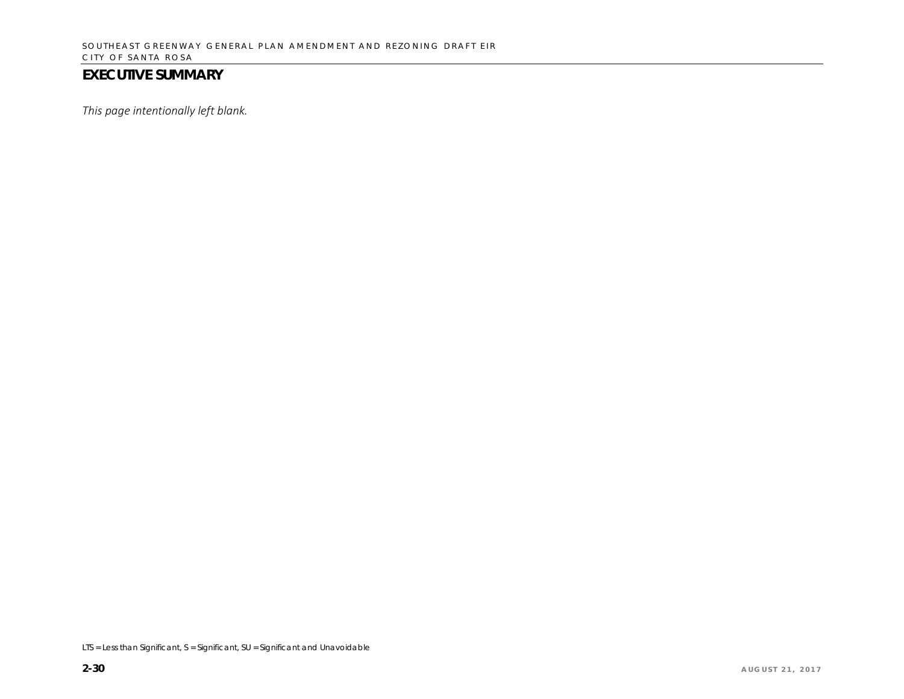# EXECUTIVE SUMMARY

*This page intentionally left blank.*

LTS = Less than Significant, S = Significant, SU = Significant and Unavoidable